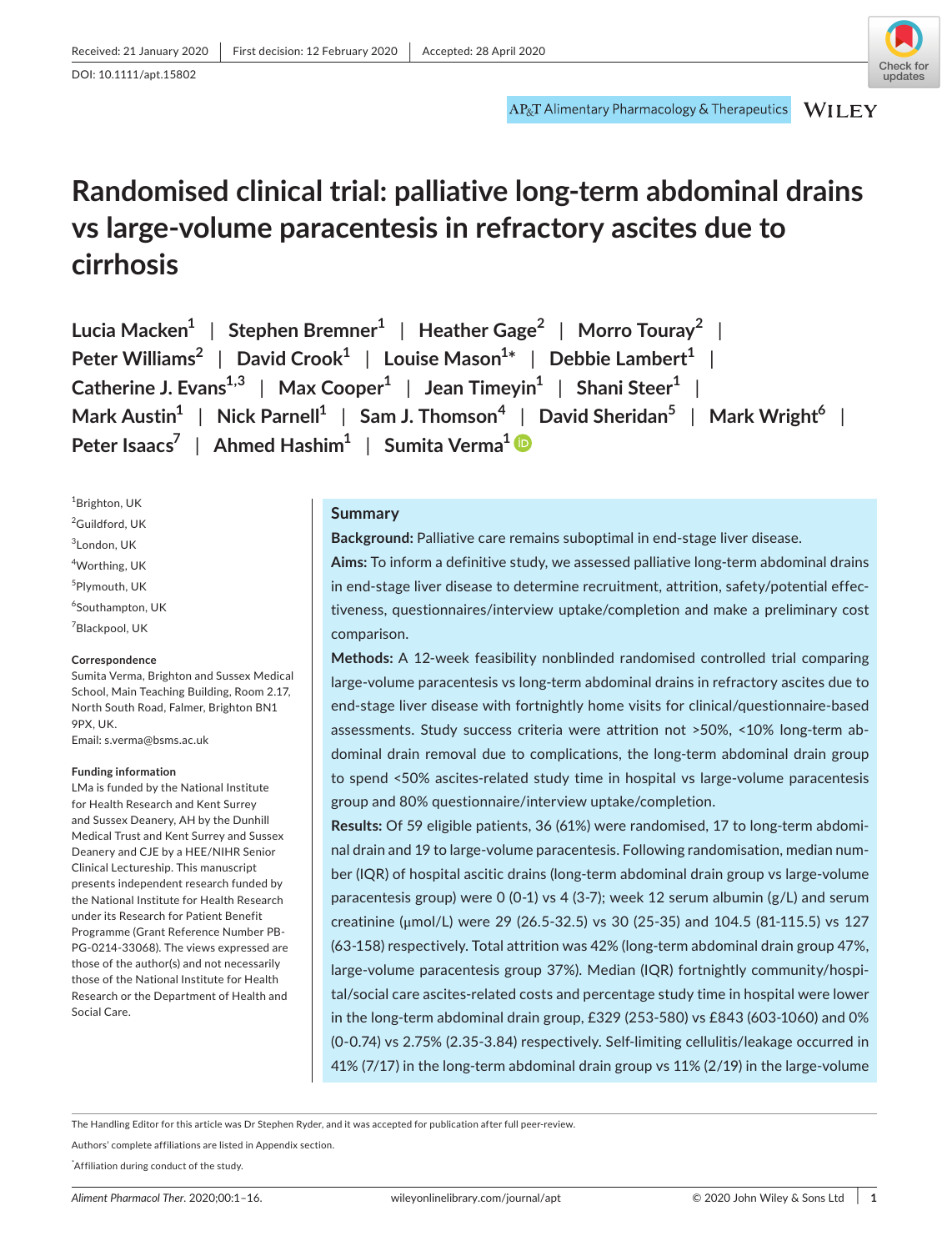Received: 21 January 2020 | First decision: 12 February 2020 | Accepted: 28 April 2020

DOI: 10.1111/apt.15802

# Randomised clinical trial: palliative long-term abdominal drains vs large-volume paracentesis in refractory ascites due to cirrhosis

Lucia Macken[1] | Stephen Bremner[1] | Heather Gage[2] | Morro Touray[2] | Peter Williams[2] | David Crook[1] | Louise Mason[1*] | Debbie Lambert[1] | Catherine J. Evans[1,3] | Max Cooper[1] | Jean Timeyin[1] | Shani Steer[1] | Mark Austin[1] | Nick Parnell[1] | Sam J. Thomson[4] | David Sheridan[5] | Mark Wright[6] | Peter Isaacs[7] | Ahmed Hashim[1] | Sumita Verma[1]

[1]Brighton, UK
[2]Guildford, UK
[3]London, UK
[4]Worthing, UK
[5]Plymouth, UK
[6]Southampton, UK
[7]Blackpool, UK

**Correspondence**
Sumita Verma, Brighton and Sussex Medical School, Main Teaching Building, Room 2.17, North South Road, Falmer, Brighton BN1 9PX, UK.
Email: s.verma@bsms.ac.uk

**Funding information**
LMa is funded by the National Institute for Health Research and Kent Surrey and Sussex Deanery, AH by the Dunhill Medical Trust and Kent Surrey and Sussex Deanery and CJE by a HEE/NIHR Senior Clinical Lectureship. This manuscript presents independent research funded by the National Institute for Health Research under its Research for Patient Benefit Programme (Grant Reference Number PB-PG-0214-33068). The views expressed are those of the author(s) and not necessarily those of the National Institute for Health Research or the Department of Health and Social Care.

## Summary

**Background:** Palliative care remains suboptimal in end-stage liver disease.

**Aims:** To inform a definitive study, we assessed palliative long-term abdominal drains in end-stage liver disease to determine recruitment, attrition, safety/potential effectiveness, questionnaires/interview uptake/completion and make a preliminary cost comparison.

**Methods:** A 12-week feasibility nonblinded randomised controlled trial comparing large-volume paracentesis vs long-term abdominal drains in refractory ascites due to end-stage liver disease with fortnightly home visits for clinical/questionnaire-based assessments. Study success criteria were attrition not >50%, <10% long-term abdominal drain removal due to complications, the long-term abdominal drain group to spend <50% ascites-related study time in hospital vs large-volume paracentesis group and 80% questionnaire/interview uptake/completion.

**Results:** Of 59 eligible patients, 36 (61%) were randomised, 17 to long-term abdominal drain and 19 to large-volume paracentesis. Following randomisation, median number (IQR) of hospital ascitic drains (long-term abdominal drain group vs large-volume paracentesis group) were 0 (0-1) vs 4 (3-7); week 12 serum albumin (g/L) and serum creatinine (μmol/L) were 29 (26.5-32.5) vs 30 (25-35) and 104.5 (81-115.5) vs 127 (63-158) respectively. Total attrition was 42% (long-term abdominal drain group 47%, large-volume paracentesis group 37%). Median (IQR) fortnightly community/hospital/social care ascites-related costs and percentage study time in hospital were lower in the long-term abdominal drain group, £329 (253-580) vs £843 (603-1060) and 0% (0-0.74) vs 2.75% (2.35-3.84) respectively. Self-limiting cellulitis/leakage occurred in 41% (7/17) in the long-term abdominal drain group vs 11% (2/19) in the large-volume

The Handling Editor for this article was Dr Stephen Ryder, and it was accepted for publication after full peer-review.

Authors' complete affiliations are listed in Appendix section.

*Affiliation during conduct of the study.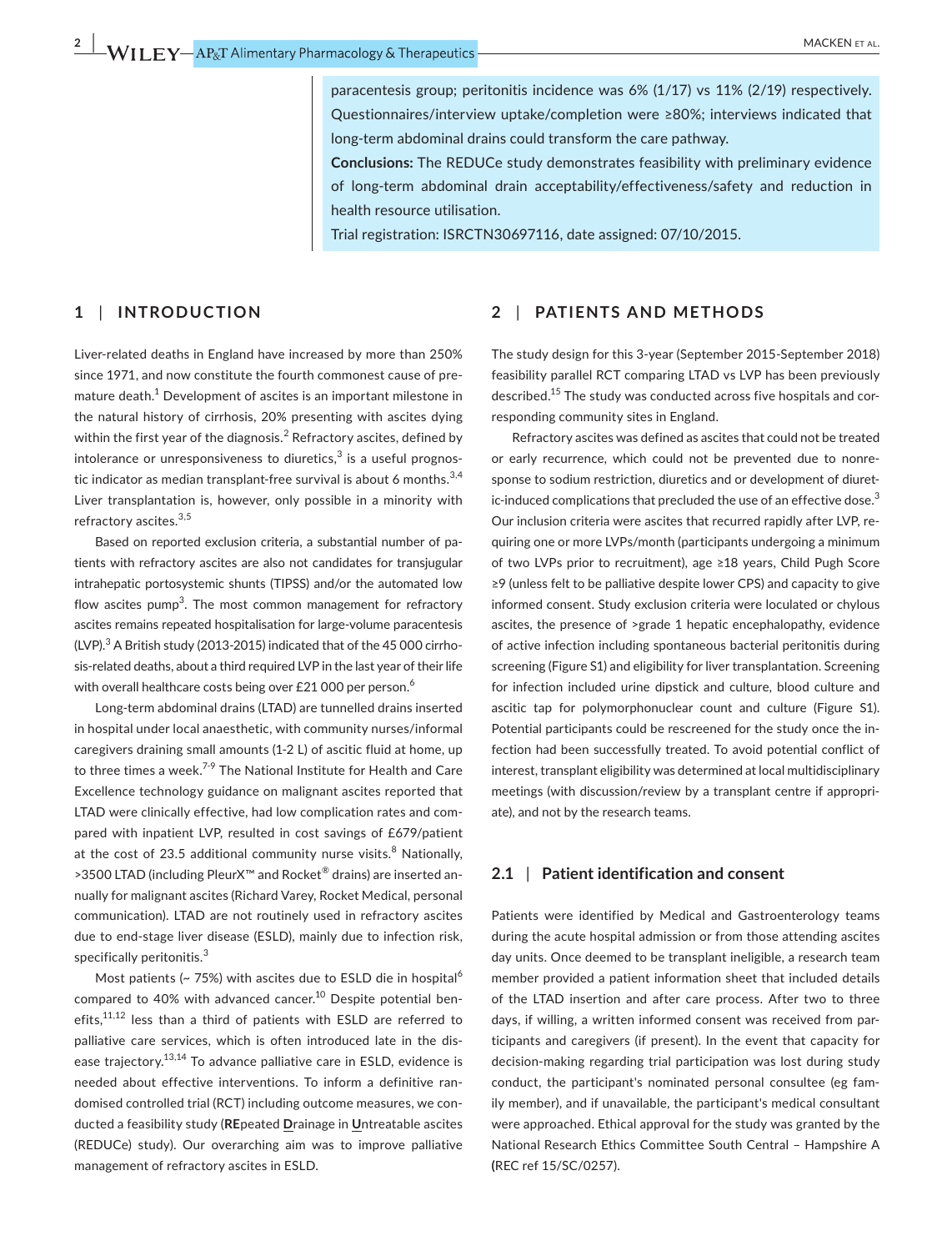paracentesis group; peritonitis incidence was 6% (1/17) vs 11% (2/19) respectively. Questionnaires/interview uptake/completion were ≥80%; interviews indicated that long-term abdominal drains could transform the care pathway.

**Conclusions:** The REDUCe study demonstrates feasibility with preliminary evidence of long-term abdominal drain acceptability/effectiveness/safety and reduction in health resource utilisation.

Trial registration: ISRCTN30697116, date assigned: 07/10/2015.

## 1 | INTRODUCTION

Liver-related deaths in England have increased by more than 250% since 1971, and now constitute the fourth commonest cause of premature death.[1] Development of ascites is an important milestone in the natural history of cirrhosis, 20% presenting with ascites dying within the first year of the diagnosis.[2] Refractory ascites, defined by intolerance or unresponsiveness to diuretics,[3] is a useful prognostic indicator as median transplant-free survival is about 6 months.[3,4] Liver transplantation is, however, only possible in a minority with refractory ascites.[3,5]

Based on reported exclusion criteria, a substantial number of patients with refractory ascites are also not candidates for transjugular intrahepatic portosystemic shunts (TIPSS) and/or the automated low flow ascites pump[3]. The most common management for refractory ascites remains repeated hospitalisation for large-volume paracentesis (LVP).[3] A British study (2013-2015) indicated that of the 45 000 cirrhosis-related deaths, about a third required LVP in the last year of their life with overall healthcare costs being over £21 000 per person.[6]

Long-term abdominal drains (LTAD) are tunnelled drains inserted in hospital under local anaesthetic, with community nurses/informal caregivers draining small amounts (1-2 L) of ascitic fluid at home, up to three times a week.[7-9] The National Institute for Health and Care Excellence technology guidance on malignant ascites reported that LTAD were clinically effective, had low complication rates and compared with inpatient LVP, resulted in cost savings of £679/patient at the cost of 23.5 additional community nurse visits.[8] Nationally, >3500 LTAD (including PleurX™ and Rocket® drains) are inserted annually for malignant ascites (Richard Varey, Rocket Medical, personal communication). LTAD are not routinely used in refractory ascites due to end-stage liver disease (ESLD), mainly due to infection risk, specifically peritonitis.[3]

Most patients (~ 75%) with ascites due to ESLD die in hospital[6] compared to 40% with advanced cancer.[10] Despite potential benefits,[11,12] less than a third of patients with ESLD are referred to palliative care services, which is often introduced late in the disease trajectory.[13,14] To advance palliative care in ESLD, evidence is needed about effective interventions. To inform a definitive randomised controlled trial (RCT) including outcome measures, we conducted a feasibility study (**RE**peated **D**rainage in **U**ntreatable ascites (REDUCe) study). Our overarching aim was to improve palliative management of refractory ascites in ESLD.

## 2 | PATIENTS AND METHODS

The study design for this 3-year (September 2015-September 2018) feasibility parallel RCT comparing LTAD vs LVP has been previously described.[15] The study was conducted across five hospitals and corresponding community sites in England.

Refractory ascites was defined as ascites that could not be treated or early recurrence, which could not be prevented due to nonresponse to sodium restriction, diuretics and or development of diuretic-induced complications that precluded the use of an effective dose.[3] Our inclusion criteria were ascites that recurred rapidly after LVP, requiring one or more LVPs/month (participants undergoing a minimum of two LVPs prior to recruitment), age ≥18 years, Child Pugh Score ≥9 (unless felt to be palliative despite lower CPS) and capacity to give informed consent. Study exclusion criteria were loculated or chylous ascites, the presence of >grade 1 hepatic encephalopathy, evidence of active infection including spontaneous bacterial peritonitis during screening (Figure S1) and eligibility for liver transplantation. Screening for infection included urine dipstick and culture, blood culture and ascitic tap for polymorphonuclear count and culture (Figure S1). Potential participants could be rescreened for the study once the infection had been successfully treated. To avoid potential conflict of interest, transplant eligibility was determined at local multidisciplinary meetings (with discussion/review by a transplant centre if appropriate), and not by the research teams.

### 2.1 | Patient identification and consent

Patients were identified by Medical and Gastroenterology teams during the acute hospital admission or from those attending ascites day units. Once deemed to be transplant ineligible, a research team member provided a patient information sheet that included details of the LTAD insertion and after care process. After two to three days, if willing, a written informed consent was received from participants and caregivers (if present). In the event that capacity for decision-making regarding trial participation was lost during study conduct, the participant's nominated personal consultee (eg family member), and if unavailable, the participant's medical consultant were approached. Ethical approval for the study was granted by the National Research Ethics Committee South Central – Hampshire A (REC ref 15/SC/0257).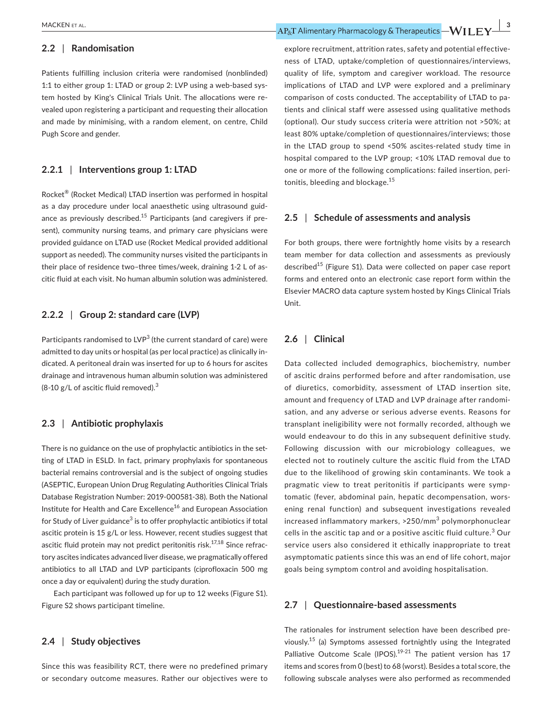### 2.2 | Randomisation

Patients fulfilling inclusion criteria were randomised (nonblinded) 1:1 to either group 1: LTAD or group 2: LVP using a web-based system hosted by King's Clinical Trials Unit. The allocations were revealed upon registering a participant and requesting their allocation and made by minimising, with a random element, on centre, Child Pugh Score and gender.

#### 2.2.1 | Interventions group 1: LTAD

Rocket® (Rocket Medical) LTAD insertion was performed in hospital as a day procedure under local anaesthetic using ultrasound guidance as previously described.[15] Participants (and caregivers if present), community nursing teams, and primary care physicians were provided guidance on LTAD use (Rocket Medical provided additional support as needed). The community nurses visited the participants in their place of residence two–three times/week, draining 1-2 L of ascitic fluid at each visit. No human albumin solution was administered.

#### 2.2.2 | Group 2: standard care (LVP)

Participants randomised to LVP[3] (the current standard of care) were admitted to day units or hospital (as per local practice) as clinically indicated. A peritoneal drain was inserted for up to 6 hours for ascites drainage and intravenous human albumin solution was administered (8-10 g/L of ascitic fluid removed).[3]

### 2.3 | Antibiotic prophylaxis

There is no guidance on the use of prophylactic antibiotics in the setting of LTAD in ESLD. In fact, primary prophylaxis for spontaneous bacterial remains controversial and is the subject of ongoing studies (ASEPTIC, European Union Drug Regulating Authorities Clinical Trials Database Registration Number: 2019-000581-38). Both the National Institute for Health and Care Excellence[16] and European Association for Study of Liver guidance[3] is to offer prophylactic antibiotics if total ascitic protein is 15 g/L or less. However, recent studies suggest that ascitic fluid protein may not predict peritonitis risk.[17,18] Since refractory ascites indicates advanced liver disease, we pragmatically offered antibiotics to all LTAD and LVP participants (ciprofloxacin 500 mg once a day or equivalent) during the study duration.

Each participant was followed up for up to 12 weeks (Figure S1). Figure S2 shows participant timeline.

### 2.4 | Study objectives

Since this was feasibility RCT, there were no predefined primary or secondary outcome measures. Rather our objectives were to explore recruitment, attrition rates, safety and potential effectiveness of LTAD, uptake/completion of questionnaires/interviews, quality of life, symptom and caregiver workload. The resource implications of LTAD and LVP were explored and a preliminary comparison of costs conducted. The acceptability of LTAD to patients and clinical staff were assessed using qualitative methods (optional). Our study success criteria were attrition not >50%; at least 80% uptake/completion of questionnaires/interviews; those in the LTAD group to spend <50% ascites-related study time in hospital compared to the LVP group; <10% LTAD removal due to one or more of the following complications: failed insertion, peritonitis, bleeding and blockage.[15]

### 2.5 | Schedule of assessments and analysis

For both groups, there were fortnightly home visits by a research team member for data collection and assessments as previously described[15] (Figure S1). Data were collected on paper case report forms and entered onto an electronic case report form within the Elsevier MACRO data capture system hosted by Kings Clinical Trials Unit.

### 2.6 | Clinical

Data collected included demographics, biochemistry, number of ascitic drains performed before and after randomisation, use of diuretics, comorbidity, assessment of LTAD insertion site, amount and frequency of LTAD and LVP drainage after randomisation, and any adverse or serious adverse events. Reasons for transplant ineligibility were not formally recorded, although we would endeavour to do this in any subsequent definitive study. Following discussion with our microbiology colleagues, we elected not to routinely culture the ascitic fluid from the LTAD due to the likelihood of growing skin contaminants. We took a pragmatic view to treat peritonitis if participants were symptomatic (fever, abdominal pain, hepatic decompensation, worsening renal function) and subsequent investigations revealed increased inflammatory markers, >250/mm$^3$ polymorphonuclear cells in the ascitic tap and or a positive ascitic fluid culture.[3] Our service users also considered it ethically inappropriate to treat asymptomatic patients since this was an end of life cohort, major goals being symptom control and avoiding hospitalisation.

### 2.7 | Questionnaire-based assessments

The rationales for instrument selection have been described previously.[15] (a) Symptoms assessed fortnightly using the Integrated Palliative Outcome Scale (IPOS).[19-21] The patient version has 17 items and scores from 0 (best) to 68 (worst). Besides a total score, the following subscale analyses were also performed as recommended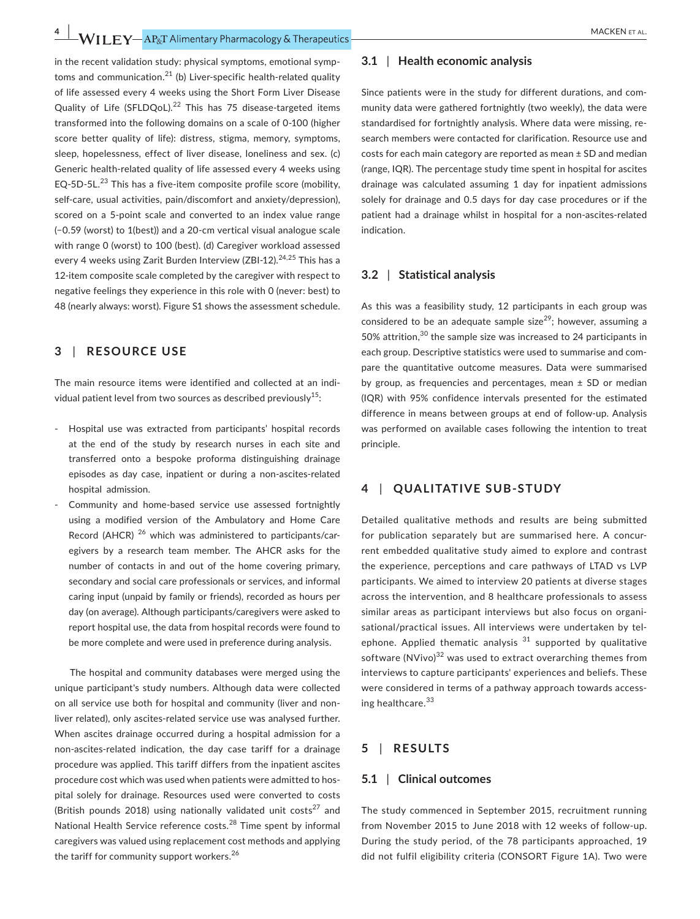in the recent validation study: physical symptoms, emotional symptoms and communication.[21] (b) Liver-specific health-related quality of life assessed every 4 weeks using the Short Form Liver Disease Quality of Life (SFLDQoL).[22] This has 75 disease-targeted items transformed into the following domains on a scale of 0-100 (higher score better quality of life): distress, stigma, memory, symptoms, sleep, hopelessness, effect of liver disease, loneliness and sex. (c) Generic health-related quality of life assessed every 4 weeks using EQ-5D-5L.[23] This has a five-item composite profile score (mobility, self-care, usual activities, pain/discomfort and anxiety/depression), scored on a 5-point scale and converted to an index value range (−0.59 (worst) to 1(best)) and a 20-cm vertical visual analogue scale with range 0 (worst) to 100 (best). (d) Caregiver workload assessed every 4 weeks using Zarit Burden Interview (ZBI-12).[24,25] This has a 12-item composite scale completed by the caregiver with respect to negative feelings they experience in this role with 0 (never: best) to 48 (nearly always: worst). Figure S1 shows the assessment schedule.

## 3 | RESOURCE USE

The main resource items were identified and collected at an individual patient level from two sources as described previously[15]:

- Hospital use was extracted from participants' hospital records at the end of the study by research nurses in each site and transferred onto a bespoke proforma distinguishing drainage episodes as day case, inpatient or during a non-ascites-related hospital admission.
- Community and home-based service use assessed fortnightly using a modified version of the Ambulatory and Home Care Record (AHCR) [26] which was administered to participants/caregivers by a research team member. The AHCR asks for the number of contacts in and out of the home covering primary, secondary and social care professionals or services, and informal caring input (unpaid by family or friends), recorded as hours per day (on average). Although participants/caregivers were asked to report hospital use, the data from hospital records were found to be more complete and were used in preference during analysis.

The hospital and community databases were merged using the unique participant's study numbers. Although data were collected on all service use both for hospital and community (liver and non-liver related), only ascites-related service use was analysed further. When ascites drainage occurred during a hospital admission for a non-ascites-related indication, the day case tariff for a drainage procedure was applied. This tariff differs from the inpatient ascites procedure cost which was used when patients were admitted to hospital solely for drainage. Resources used were converted to costs (British pounds 2018) using nationally validated unit costs[27] and National Health Service reference costs.[28] Time spent by informal caregivers was valued using replacement cost methods and applying the tariff for community support workers.[26]

### 3.1 | Health economic analysis

Since patients were in the study for different durations, and community data were gathered fortnightly (two weekly), the data were standardised for fortnightly analysis. Where data were missing, research members were contacted for clarification. Resource use and costs for each main category are reported as mean ± SD and median (range, IQR). The percentage study time spent in hospital for ascites drainage was calculated assuming 1 day for inpatient admissions solely for drainage and 0.5 days for day case procedures or if the patient had a drainage whilst in hospital for a non-ascites-related indication.

### 3.2 | Statistical analysis

As this was a feasibility study, 12 participants in each group was considered to be an adequate sample size[29]; however, assuming a 50% attrition,[30] the sample size was increased to 24 participants in each group. Descriptive statistics were used to summarise and compare the quantitative outcome measures. Data were summarised by group, as frequencies and percentages, mean ± SD or median (IQR) with 95% confidence intervals presented for the estimated difference in means between groups at end of follow-up. Analysis was performed on available cases following the intention to treat principle.

## 4 | QUALITATIVE SUB-STUDY

Detailed qualitative methods and results are being submitted for publication separately but are summarised here. A concurrent embedded qualitative study aimed to explore and contrast the experience, perceptions and care pathways of LTAD vs LVP participants. We aimed to interview 20 patients at diverse stages across the intervention, and 8 healthcare professionals to assess similar areas as participant interviews but also focus on organisational/practical issues. All interviews were undertaken by telephone. Applied thematic analysis [31] supported by qualitative software (NVivo)[32] was used to extract overarching themes from interviews to capture participants' experiences and beliefs. These were considered in terms of a pathway approach towards accessing healthcare.[33]

## 5 | RESULTS

### 5.1 | Clinical outcomes

The study commenced in September 2015, recruitment running from November 2015 to June 2018 with 12 weeks of follow-up. During the study period, of the 78 participants approached, 19 did not fulfil eligibility criteria (CONSORT Figure 1A). Two were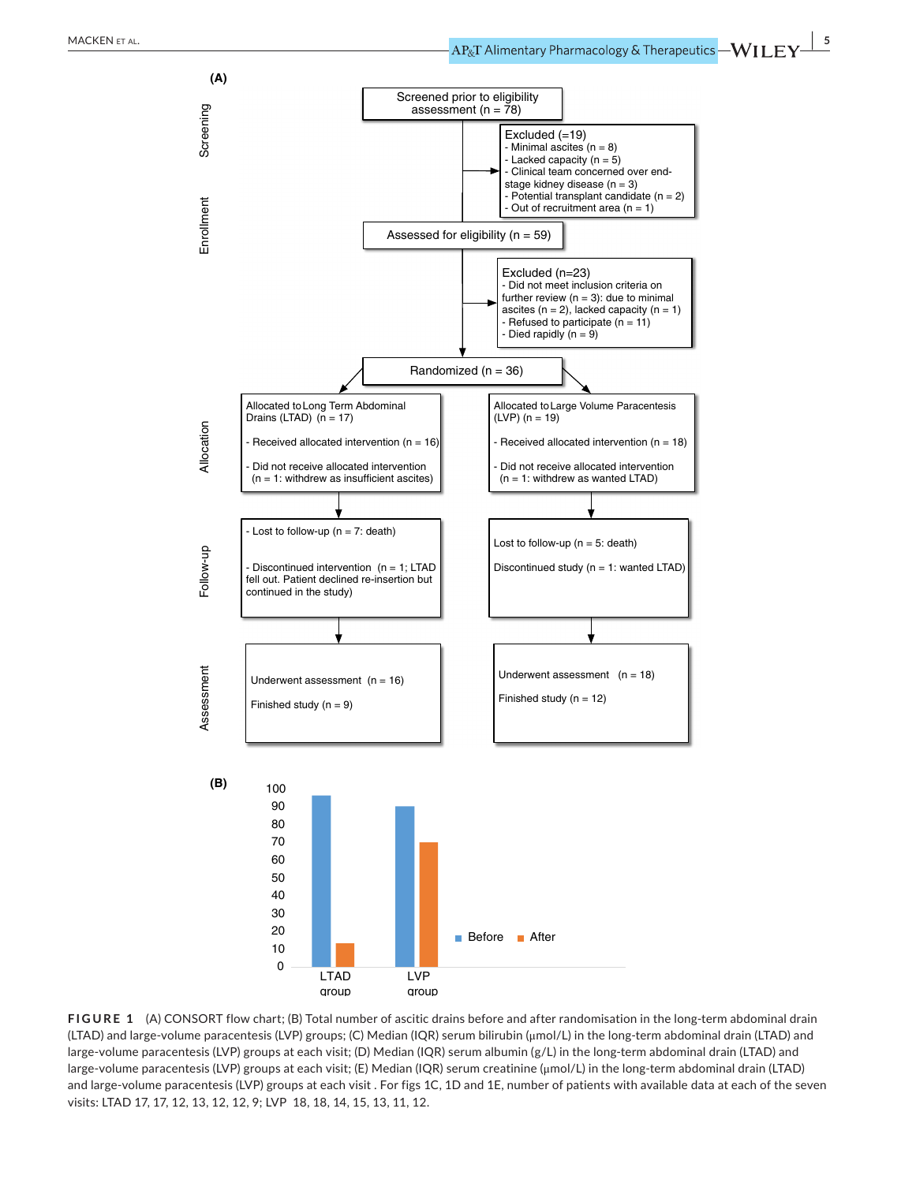**(A)**

**Screening**

Screened prior to eligibility assessment (n = 78)

Excluded (=19)
- Minimal ascites (n = 8)
- Lacked capacity (n = 5)
- Clinical team concerned over end-stage kidney disease (n = 3)
- Potential transplant candidate (n = 2)
- Out of recruitment area (n = 1)

**Enrollment**

Assessed for eligibility (n = 59)

Excluded (n=23)
- Did not meet inclusion criteria on further review (n = 3): due to minimal ascites (n = 2), lacked capacity (n = 1)
- Refused to participate (n = 11)
- Died rapidly (n = 9)

Randomized (n = 36)

**Allocation**

| Allocated to Long Term Abdominal Drains (LTAD) (n = 17) | Allocated to Large Volume Paracentesis (LVP) (n = 19) |
| --- | --- |
| - Received allocated intervention (n = 16) | - Received allocated intervention (n = 18) |
| - Did not receive allocated intervention (n = 1: withdrew as insufficient ascites) | - Did not receive allocated intervention (n = 1: withdrew as wanted LTAD) |

**Follow-up**

| LTAD | LVP |
| --- | --- |
| - Lost to follow-up (n = 7: death) | Lost to follow-up (n = 5: death) |
| - Discontinued intervention (n = 1; LTAD fell out. Patient declined re-insertion but continued in the study) | Discontinued study (n = 1: wanted LTAD) |

**Assessment**

| LTAD | LVP |
| --- | --- |
| Underwent assessment (n = 16) | Underwent assessment (n = 18) |
| Finished study (n = 9) | Finished study (n = 12) |

**(B)**

Before / After — LTAD group; LVP group (y-axis 0–100)

**FIGURE 1** (A) CONSORT flow chart; (B) Total number of ascitic drains before and after randomisation in the long-term abdominal drain (LTAD) and large-volume paracentesis (LVP) groups; (C) Median (IQR) serum bilirubin (μmol/L) in the long-term abdominal drain (LTAD) and large-volume paracentesis (LVP) groups at each visit; (D) Median (IQR) serum albumin (g/L) in the long-term abdominal drain (LTAD) and large-volume paracentesis (LVP) groups at each visit; (E) Median (IQR) serum creatinine (μmol/L) in the long-term abdominal drain (LTAD) and large-volume paracentesis (LVP) groups at each visit . For figs 1C, 1D and 1E, number of patients with available data at each of the seven visits: LTAD 17, 17, 12, 13, 12, 12, 9; LVP 18, 18, 14, 15, 13, 11, 12.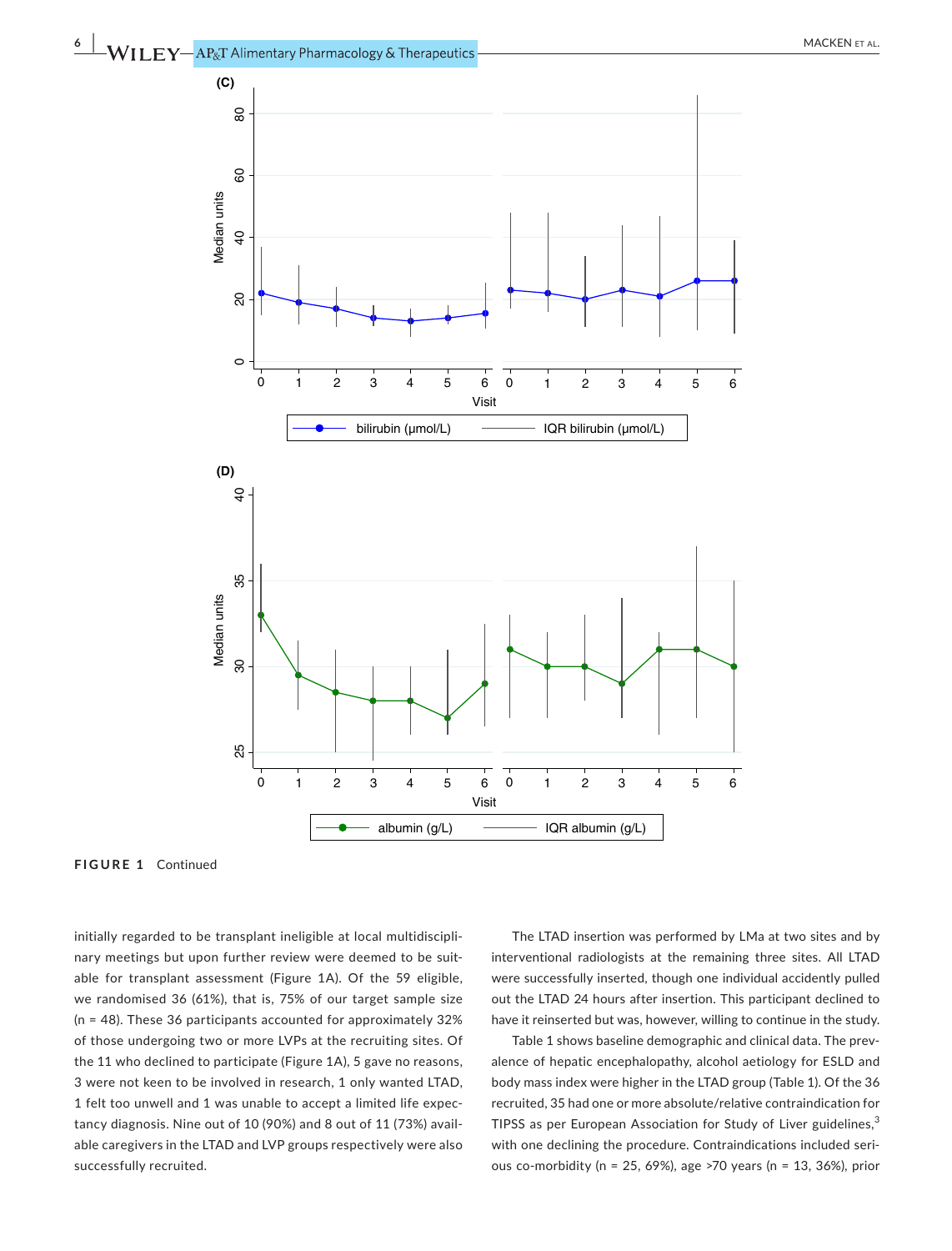(C)

Median units

0 20 40 60 80

0 1 2 3 4 5 6 0 1 2 3 4 5 6

Visit

bilirubin (μmol/L) IQR bilirubin (μmol/L)

(D)

Median units

25 30 35 40

0 1 2 3 4 5 6 0 1 2 3 4 5 6

Visit

albumin (g/L) IQR albumin (g/L)

**FIGURE 1** Continued

initially regarded to be transplant ineligible at local multidisciplinary meetings but upon further review were deemed to be suitable for transplant assessment (Figure 1A). Of the 59 eligible, we randomised 36 (61%), that is, 75% of our target sample size (n = 48). These 36 participants accounted for approximately 32% of those undergoing two or more LVPs at the recruiting sites. Of the 11 who declined to participate (Figure 1A), 5 gave no reasons, 3 were not keen to be involved in research, 1 only wanted LTAD, 1 felt too unwell and 1 was unable to accept a limited life expectancy diagnosis. Nine out of 10 (90%) and 8 out of 11 (73%) available caregivers in the LTAD and LVP groups respectively were also successfully recruited.

The LTAD insertion was performed by LMa at two sites and by interventional radiologists at the remaining three sites. All LTAD were successfully inserted, though one individual accidently pulled out the LTAD 24 hours after insertion. This participant declined to have it reinserted but was, however, willing to continue in the study.

Table 1 shows baseline demographic and clinical data. The prevalence of hepatic encephalopathy, alcohol aetiology for ESLD and body mass index were higher in the LTAD group (Table 1). Of the 36 recruited, 35 had one or more absolute/relative contraindication for TIPSS as per European Association for Study of Liver guidelines,[3] with one declining the procedure. Contraindications included serious co-morbidity (n = 25, 69%), age >70 years (n = 13, 36%), prior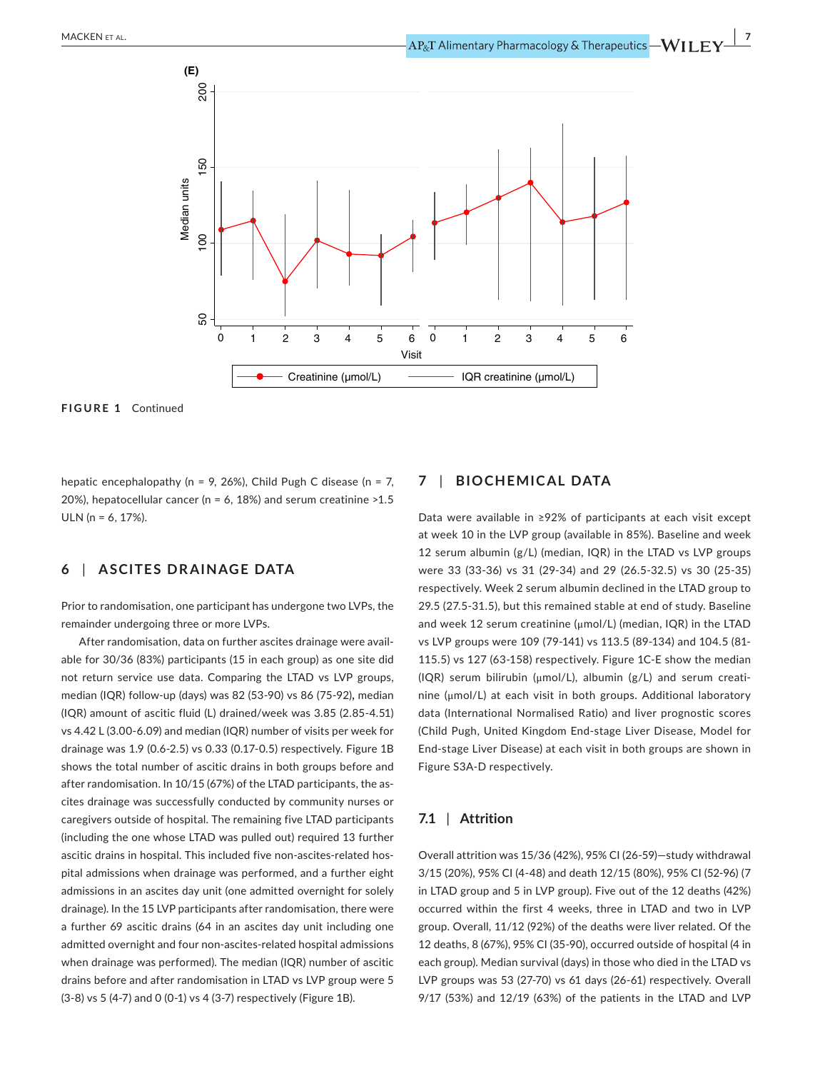(E)

200

150

100

50

Median units

0 1 2 3 4 5 6 0 1 2 3 4 5 6

Visit

Creatinine (μmol/L) IQR creatinine (μmol/L)

**FIGURE 1** Continued

hepatic encephalopathy (n = 9, 26%), Child Pugh C disease (n = 7, 20%), hepatocellular cancer (n = 6, 18%) and serum creatinine >1.5 ULN (n = 6, 17%).

## 6 | ASCITES DRAINAGE DATA

Prior to randomisation, one participant has undergone two LVPs, the remainder undergoing three or more LVPs.

After randomisation, data on further ascites drainage were available for 30/36 (83%) participants (15 in each group) as one site did not return service use data. Comparing the LTAD vs LVP groups, median (IQR) follow-up (days) was 82 (53-90) vs 86 (75-92), median (IQR) amount of ascitic fluid (L) drained/week was 3.85 (2.85-4.51) vs 4.42 L (3.00-6.09) and median (IQR) number of visits per week for drainage was 1.9 (0.6-2.5) vs 0.33 (0.17-0.5) respectively. Figure 1B shows the total number of ascitic drains in both groups before and after randomisation. In 10/15 (67%) of the LTAD participants, the ascites drainage was successfully conducted by community nurses or caregivers outside of hospital. The remaining five LTAD participants (including the one whose LTAD was pulled out) required 13 further ascitic drains in hospital. This included five non-ascites-related hospital admissions when drainage was performed, and a further eight admissions in an ascites day unit (one admitted overnight for solely drainage). In the 15 LVP participants after randomisation, there were a further 69 ascitic drains (64 in an ascites day unit including one admitted overnight and four non-ascites-related hospital admissions when drainage was performed). The median (IQR) number of ascitic drains before and after randomisation in LTAD vs LVP group were 5 (3-8) vs 5 (4-7) and 0 (0-1) vs 4 (3-7) respectively (Figure 1B).

## 7 | BIOCHEMICAL DATA

Data were available in ≥92% of participants at each visit except at week 10 in the LVP group (available in 85%). Baseline and week 12 serum albumin (g/L) (median, IQR) in the LTAD vs LVP groups were 33 (33-36) vs 31 (29-34) and 29 (26.5-32.5) vs 30 (25-35) respectively. Week 2 serum albumin declined in the LTAD group to 29.5 (27.5-31.5), but this remained stable at end of study. Baseline and week 12 serum creatinine (μmol/L) (median, IQR) in the LTAD vs LVP groups were 109 (79-141) vs 113.5 (89-134) and 104.5 (81-115.5) vs 127 (63-158) respectively. Figure 1C-E show the median (IQR) serum bilirubin (μmol/L), albumin (g/L) and serum creatinine (μmol/L) at each visit in both groups. Additional laboratory data (International Normalised Ratio) and liver prognostic scores (Child Pugh, United Kingdom End-stage Liver Disease, Model for End-stage Liver Disease) at each visit in both groups are shown in Figure S3A-D respectively.

### 7.1 | Attrition

Overall attrition was 15/36 (42%), 95% CI (26-59)—study withdrawal 3/15 (20%), 95% CI (4-48) and death 12/15 (80%), 95% CI (52-96) (7 in LTAD group and 5 in LVP group). Five out of the 12 deaths (42%) occurred within the first 4 weeks, three in LTAD and two in LVP group. Overall, 11/12 (92%) of the deaths were liver related. Of the 12 deaths, 8 (67%), 95% CI (35-90), occurred outside of hospital (4 in each group). Median survival (days) in those who died in the LTAD vs LVP groups was 53 (27-70) vs 61 days (26-61) respectively. Overall 9/17 (53%) and 12/19 (63%) of the patients in the LTAD and LVP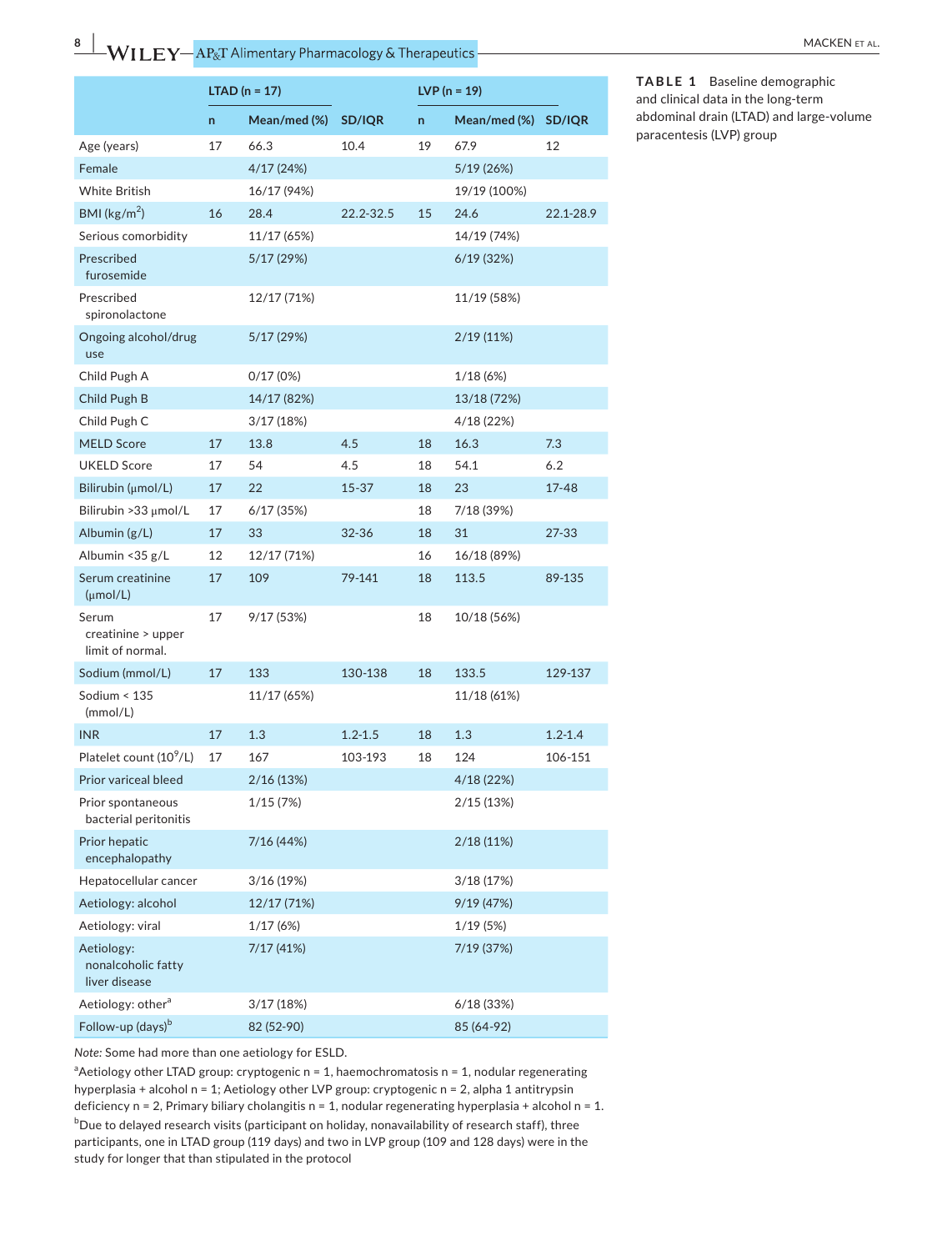**TABLE 1** Baseline demographic and clinical data in the long-term abdominal drain (LTAD) and large-volume paracentesis (LVP) group

| | LTAD (n = 17) | | | LVP (n = 19) | | |
|---|---|---|---|---|---|---|
| | n | Mean/med (%) | SD/IQR | n | Mean/med (%) | SD/IQR |
| Age (years) | 17 | 66.3 | 10.4 | 19 | 67.9 | 12 |
| Female | | 4/17 (24%) | | | 5/19 (26%) | |
| White British | | 16/17 (94%) | | | 19/19 (100%) | |
| BMI (kg/m$^2$) | 16 | 28.4 | 22.2-32.5 | 15 | 24.6 | 22.1-28.9 |
| Serious comorbidity | | 11/17 (65%) | | | 14/19 (74%) | |
| Prescribed furosemide | | 5/17 (29%) | | | 6/19 (32%) | |
| Prescribed spironolactone | | 12/17 (71%) | | | 11/19 (58%) | |
| Ongoing alcohol/drug use | | 5/17 (29%) | | | 2/19 (11%) | |
| Child Pugh A | | 0/17 (0%) | | | 1/18 (6%) | |
| Child Pugh B | | 14/17 (82%) | | | 13/18 (72%) | |
| Child Pugh C | | 3/17 (18%) | | | 4/18 (22%) | |
| MELD Score | 17 | 13.8 | 4.5 | 18 | 16.3 | 7.3 |
| UKELD Score | 17 | 54 | 4.5 | 18 | 54.1 | 6.2 |
| Bilirubin (μmol/L) | 17 | 22 | 15-37 | 18 | 23 | 17-48 |
| Bilirubin >33 μmol/L | 17 | 6/17 (35%) | | 18 | 7/18 (39%) | |
| Albumin (g/L) | 17 | 33 | 32-36 | 18 | 31 | 27-33 |
| Albumin <35 g/L | 12 | 12/17 (71%) | | 16 | 16/18 (89%) | |
| Serum creatinine (μmol/L) | 17 | 109 | 79-141 | 18 | 113.5 | 89-135 |
| Serum creatinine > upper limit of normal. | 17 | 9/17 (53%) | | 18 | 10/18 (56%) | |
| Sodium (mmol/L) | 17 | 133 | 130-138 | 18 | 133.5 | 129-137 |
| Sodium < 135 (mmol/L) | | 11/17 (65%) | | | 11/18 (61%) | |
| INR | 17 | 1.3 | 1.2-1.5 | 18 | 1.3 | 1.2-1.4 |
| Platelet count (10$^9$/L) | 17 | 167 | 103-193 | 18 | 124 | 106-151 |
| Prior variceal bleed | | 2/16 (13%) | | | 4/18 (22%) | |
| Prior spontaneous bacterial peritonitis | | 1/15 (7%) | | | 2/15 (13%) | |
| Prior hepatic encephalopathy | | 7/16 (44%) | | | 2/18 (11%) | |
| Hepatocellular cancer | | 3/16 (19%) | | | 3/18 (17%) | |
| Aetiology: alcohol | | 12/17 (71%) | | | 9/19 (47%) | |
| Aetiology: viral | | 1/17 (6%) | | | 1/19 (5%) | |
| Aetiology: nonalcoholic fatty liver disease | | 7/17 (41%) | | | 7/19 (37%) | |
| Aetiology: other[a] | | 3/17 (18%) | | | 6/18 (33%) | |
| Follow-up (days)[b] | | 82 (52-90) | | | 85 (64-92) | |

*Note:* Some had more than one aetiology for ESLD.

[a]Aetiology other LTAD group: cryptogenic n = 1, haemochromatosis n = 1, nodular regenerating hyperplasia + alcohol n = 1; Aetiology other LVP group: cryptogenic n = 2, alpha 1 antitrypsin deficiency n = 2, Primary biliary cholangitis n = 1, nodular regenerating hyperplasia + alcohol n = 1.

[b]Due to delayed research visits (participant on holiday, nonavailability of research staff), three participants, one in LTAD group (119 days) and two in LVP group (109 and 128 days) were in the study for longer that than stipulated in the protocol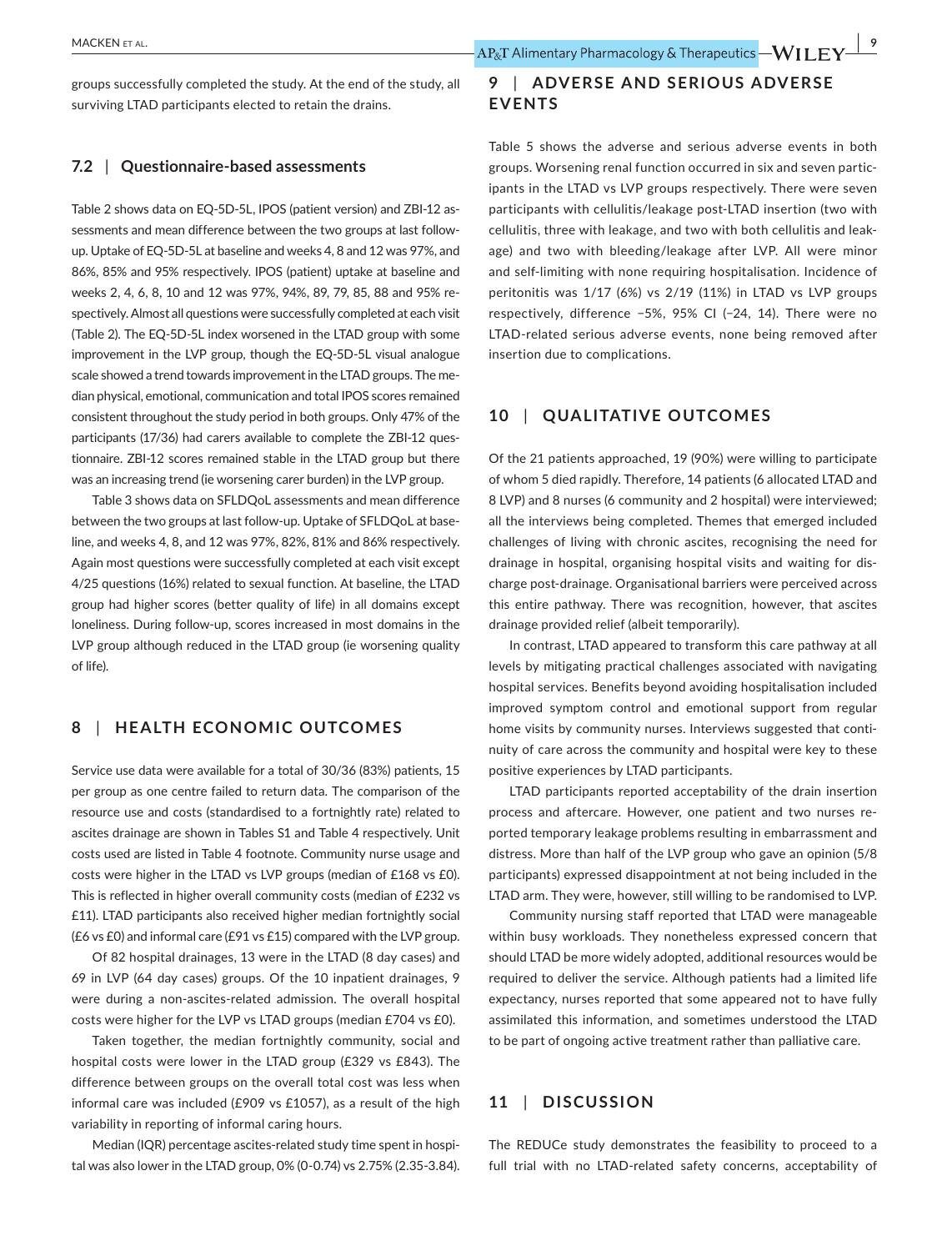groups successfully completed the study. At the end of the study, all surviving LTAD participants elected to retain the drains.

### 7.2 | Questionnaire-based assessments

Table 2 shows data on EQ-5D-5L, IPOS (patient version) and ZBI-12 assessments and mean difference between the two groups at last follow-up. Uptake of EQ-5D-5L at baseline and weeks 4, 8 and 12 was 97%, and 86%, 85% and 95% respectively. IPOS (patient) uptake at baseline and weeks 2, 4, 6, 8, 10 and 12 was 97%, 94%, 89, 79, 85, 88 and 95% respectively. Almost all questions were successfully completed at each visit (Table 2). The EQ-5D-5L index worsened in the LTAD group with some improvement in the LVP group, though the EQ-5D-5L visual analogue scale showed a trend towards improvement in the LTAD groups. The median physical, emotional, communication and total IPOS scores remained consistent throughout the study period in both groups. Only 47% of the participants (17/36) had carers available to complete the ZBI-12 questionnaire. ZBI-12 scores remained stable in the LTAD group but there was an increasing trend (ie worsening carer burden) in the LVP group.

Table 3 shows data on SFLDQoL assessments and mean difference between the two groups at last follow-up. Uptake of SFLDQoL at baseline, and weeks 4, 8, and 12 was 97%, 82%, 81% and 86% respectively. Again most questions were successfully completed at each visit except 4/25 questions (16%) related to sexual function. At baseline, the LTAD group had higher scores (better quality of life) in all domains except loneliness. During follow-up, scores increased in most domains in the LVP group although reduced in the LTAD group (ie worsening quality of life).

## 8 | HEALTH ECONOMIC OUTCOMES

Service use data were available for a total of 30/36 (83%) patients, 15 per group as one centre failed to return data. The comparison of the resource use and costs (standardised to a fortnightly rate) related to ascites drainage are shown in Tables S1 and Table 4 respectively. Unit costs used are listed in Table 4 footnote. Community nurse usage and costs were higher in the LTAD vs LVP groups (median of £168 vs £0). This is reflected in higher overall community costs (median of £232 vs £11). LTAD participants also received higher median fortnightly social (£6 vs £0) and informal care (£91 vs £15) compared with the LVP group.

Of 82 hospital drainages, 13 were in the LTAD (8 day cases) and 69 in LVP (64 day cases) groups. Of the 10 inpatient drainages, 9 were during a non-ascites-related admission. The overall hospital costs were higher for the LVP vs LTAD groups (median £704 vs £0).

Taken together, the median fortnightly community, social and hospital costs were lower in the LTAD group (£329 vs £843). The difference between groups on the overall total cost was less when informal care was included (£909 vs £1057), as a result of the high variability in reporting of informal caring hours.

Median (IQR) percentage ascites-related study time spent in hospital was also lower in the LTAD group, 0% (0-0.74) vs 2.75% (2.35-3.84).

## 9 | ADVERSE AND SERIOUS ADVERSE EVENTS

Table 5 shows the adverse and serious adverse events in both groups. Worsening renal function occurred in six and seven participants in the LTAD vs LVP groups respectively. There were seven participants with cellulitis/leakage post-LTAD insertion (two with cellulitis, three with leakage, and two with both cellulitis and leakage) and two with bleeding/leakage after LVP. All were minor and self-limiting with none requiring hospitalisation. Incidence of peritonitis was 1/17 (6%) vs 2/19 (11%) in LTAD vs LVP groups respectively, difference −5%, 95% CI (−24, 14). There were no LTAD-related serious adverse events, none being removed after insertion due to complications.

## 10 | QUALITATIVE OUTCOMES

Of the 21 patients approached, 19 (90%) were willing to participate of whom 5 died rapidly. Therefore, 14 patients (6 allocated LTAD and 8 LVP) and 8 nurses (6 community and 2 hospital) were interviewed; all the interviews being completed. Themes that emerged included challenges of living with chronic ascites, recognising the need for drainage in hospital, organising hospital visits and waiting for discharge post-drainage. Organisational barriers were perceived across this entire pathway. There was recognition, however, that ascites drainage provided relief (albeit temporarily).

In contrast, LTAD appeared to transform this care pathway at all levels by mitigating practical challenges associated with navigating hospital services. Benefits beyond avoiding hospitalisation included improved symptom control and emotional support from regular home visits by community nurses. Interviews suggested that continuity of care across the community and hospital were key to these positive experiences by LTAD participants.

LTAD participants reported acceptability of the drain insertion process and aftercare. However, one patient and two nurses reported temporary leakage problems resulting in embarrassment and distress. More than half of the LVP group who gave an opinion (5/8 participants) expressed disappointment at not being included in the LTAD arm. They were, however, still willing to be randomised to LVP.

Community nursing staff reported that LTAD were manageable within busy workloads. They nonetheless expressed concern that should LTAD be more widely adopted, additional resources would be required to deliver the service. Although patients had a limited life expectancy, nurses reported that some appeared not to have fully assimilated this information, and sometimes understood the LTAD to be part of ongoing active treatment rather than palliative care.

## 11 | DISCUSSION

The REDUCe study demonstrates the feasibility to proceed to a full trial with no LTAD-related safety concerns, acceptability of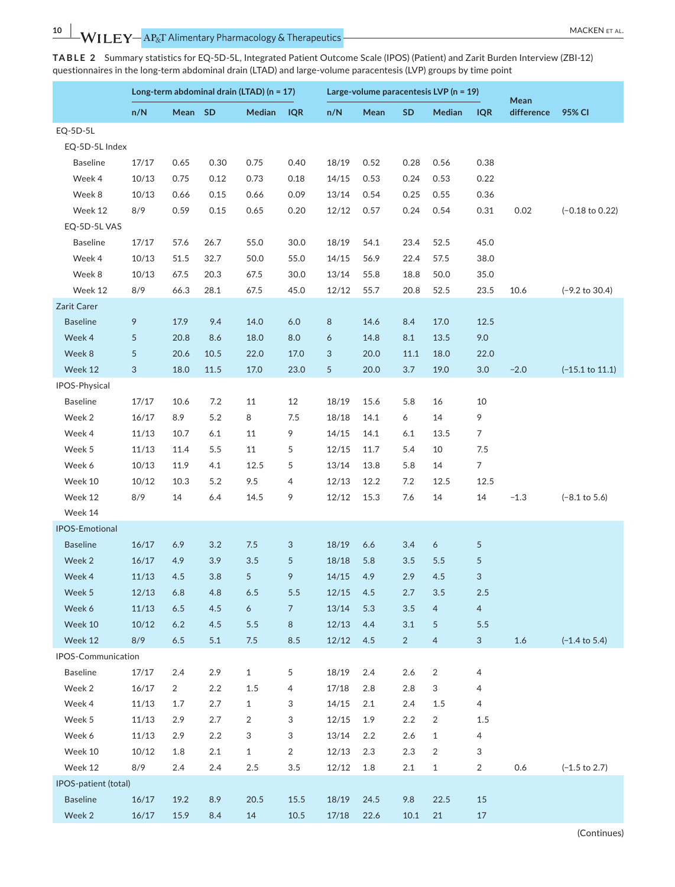**TABLE 2** Summary statistics for EQ-5D-5L, Integrated Patient Outcome Scale (IPOS) (Patient) and Zarit Burden Interview (ZBI-12) questionnaires in the long-term abdominal drain (LTAD) and large-volume paracentesis (LVP) groups by time point

| | Long-term abdominal drain (LTAD) (n = 17) | | | | | Large-volume paracentesis LVP (n = 19) | | | | | | |
|---|---|---|---|---|---|---|---|---|---|---|---|---|
| | n/N | Mean | SD | Median | IQR | n/N | Mean | SD | Median | IQR | Mean difference | 95% CI |
| EQ-5D-5L | | | | | | | | | | | | |
| EQ-5D-5L Index | | | | | | | | | | | | |
| Baseline | 17/17 | 0.65 | 0.30 | 0.75 | 0.40 | 18/19 | 0.52 | 0.28 | 0.56 | 0.38 | | |
| Week 4 | 10/13 | 0.75 | 0.12 | 0.73 | 0.18 | 14/15 | 0.53 | 0.24 | 0.53 | 0.22 | | |
| Week 8 | 10/13 | 0.66 | 0.15 | 0.66 | 0.09 | 13/14 | 0.54 | 0.25 | 0.55 | 0.36 | | |
| Week 12 | 8/9 | 0.59 | 0.15 | 0.65 | 0.20 | 12/12 | 0.57 | 0.24 | 0.54 | 0.31 | 0.02 | (−0.18 to 0.22) |
| EQ-5D-5L VAS | | | | | | | | | | | | |
| Baseline | 17/17 | 57.6 | 26.7 | 55.0 | 30.0 | 18/19 | 54.1 | 23.4 | 52.5 | 45.0 | | |
| Week 4 | 10/13 | 51.5 | 32.7 | 50.0 | 55.0 | 14/15 | 56.9 | 22.4 | 57.5 | 38.0 | | |
| Week 8 | 10/13 | 67.5 | 20.3 | 67.5 | 30.0 | 13/14 | 55.8 | 18.8 | 50.0 | 35.0 | | |
| Week 12 | 8/9 | 66.3 | 28.1 | 67.5 | 45.0 | 12/12 | 55.7 | 20.8 | 52.5 | 23.5 | 10.6 | (−9.2 to 30.4) |
| Zarit Carer | | | | | | | | | | | | |
| Baseline | 9 | 17.9 | 9.4 | 14.0 | 6.0 | 8 | 14.6 | 8.4 | 17.0 | 12.5 | | |
| Week 4 | 5 | 20.8 | 8.6 | 18.0 | 8.0 | 6 | 14.8 | 8.1 | 13.5 | 9.0 | | |
| Week 8 | 5 | 20.6 | 10.5 | 22.0 | 17.0 | 3 | 20.0 | 11.1 | 18.0 | 22.0 | | |
| Week 12 | 3 | 18.0 | 11.5 | 17.0 | 23.0 | 5 | 20.0 | 3.7 | 19.0 | 3.0 | −2.0 | (−15.1 to 11.1) |
| IPOS-Physical | | | | | | | | | | | | |
| Baseline | 17/17 | 10.6 | 7.2 | 11 | 12 | 18/19 | 15.6 | 5.8 | 16 | 10 | | |
| Week 2 | 16/17 | 8.9 | 5.2 | 8 | 7.5 | 18/18 | 14.1 | 6 | 14 | 9 | | |
| Week 4 | 11/13 | 10.7 | 6.1 | 11 | 9 | 14/15 | 14.1 | 6.1 | 13.5 | 7 | | |
| Week 5 | 11/13 | 11.4 | 5.5 | 11 | 5 | 12/15 | 11.7 | 5.4 | 10 | 7.5 | | |
| Week 6 | 10/13 | 11.9 | 4.1 | 12.5 | 5 | 13/14 | 13.8 | 5.8 | 14 | 7 | | |
| Week 10 | 10/12 | 10.3 | 5.2 | 9.5 | 4 | 12/13 | 12.2 | 7.2 | 12.5 | 12.5 | | |
| Week 12 | 8/9 | 14 | 6.4 | 14.5 | 9 | 12/12 | 15.3 | 7.6 | 14 | 14 | −1.3 | (−8.1 to 5.6) |
| Week 14 | | | | | | | | | | | | |
| IPOS-Emotional | | | | | | | | | | | | |
| Baseline | 16/17 | 6.9 | 3.2 | 7.5 | 3 | 18/19 | 6.6 | 3.4 | 6 | 5 | | |
| Week 2 | 16/17 | 4.9 | 3.9 | 3.5 | 5 | 18/18 | 5.8 | 3.5 | 5.5 | 5 | | |
| Week 4 | 11/13 | 4.5 | 3.8 | 5 | 9 | 14/15 | 4.9 | 2.9 | 4.5 | 3 | | |
| Week 5 | 12/13 | 6.8 | 4.8 | 6.5 | 5.5 | 12/15 | 4.5 | 2.7 | 3.5 | 2.5 | | |
| Week 6 | 11/13 | 6.5 | 4.5 | 6 | 7 | 13/14 | 5.3 | 3.5 | 4 | 4 | | |
| Week 10 | 10/12 | 6.2 | 4.5 | 5.5 | 8 | 12/13 | 4.4 | 3.1 | 5 | 5.5 | | |
| Week 12 | 8/9 | 6.5 | 5.1 | 7.5 | 8.5 | 12/12 | 4.5 | 2 | 4 | 3 | 1.6 | (−1.4 to 5.4) |
| IPOS-Communication | | | | | | | | | | | | |
| Baseline | 17/17 | 2.4 | 2.9 | 1 | 5 | 18/19 | 2.4 | 2.6 | 2 | 4 | | |
| Week 2 | 16/17 | 2 | 2.2 | 1.5 | 4 | 17/18 | 2.8 | 2.8 | 3 | 4 | | |
| Week 4 | 11/13 | 1.7 | 2.7 | 1 | 3 | 14/15 | 2.1 | 2.4 | 1.5 | 4 | | |
| Week 5 | 11/13 | 2.9 | 2.7 | 2 | 3 | 12/15 | 1.9 | 2.2 | 2 | 1.5 | | |
| Week 6 | 11/13 | 2.9 | 2.2 | 3 | 3 | 13/14 | 2.2 | 2.6 | 1 | 4 | | |
| Week 10 | 10/12 | 1.8 | 2.1 | 1 | 2 | 12/13 | 2.3 | 2.3 | 2 | 3 | | |
| Week 12 | 8/9 | 2.4 | 2.4 | 2.5 | 3.5 | 12/12 | 1.8 | 2.1 | 1 | 2 | 0.6 | (−1.5 to 2.7) |
| IPOS-patient (total) | | | | | | | | | | | | |
| Baseline | 16/17 | 19.2 | 8.9 | 20.5 | 15.5 | 18/19 | 24.5 | 9.8 | 22.5 | 15 | | |
| Week 2 | 16/17 | 15.9 | 8.4 | 14 | 10.5 | 17/18 | 22.6 | 10.1 | 21 | 17 | | |

(Continues)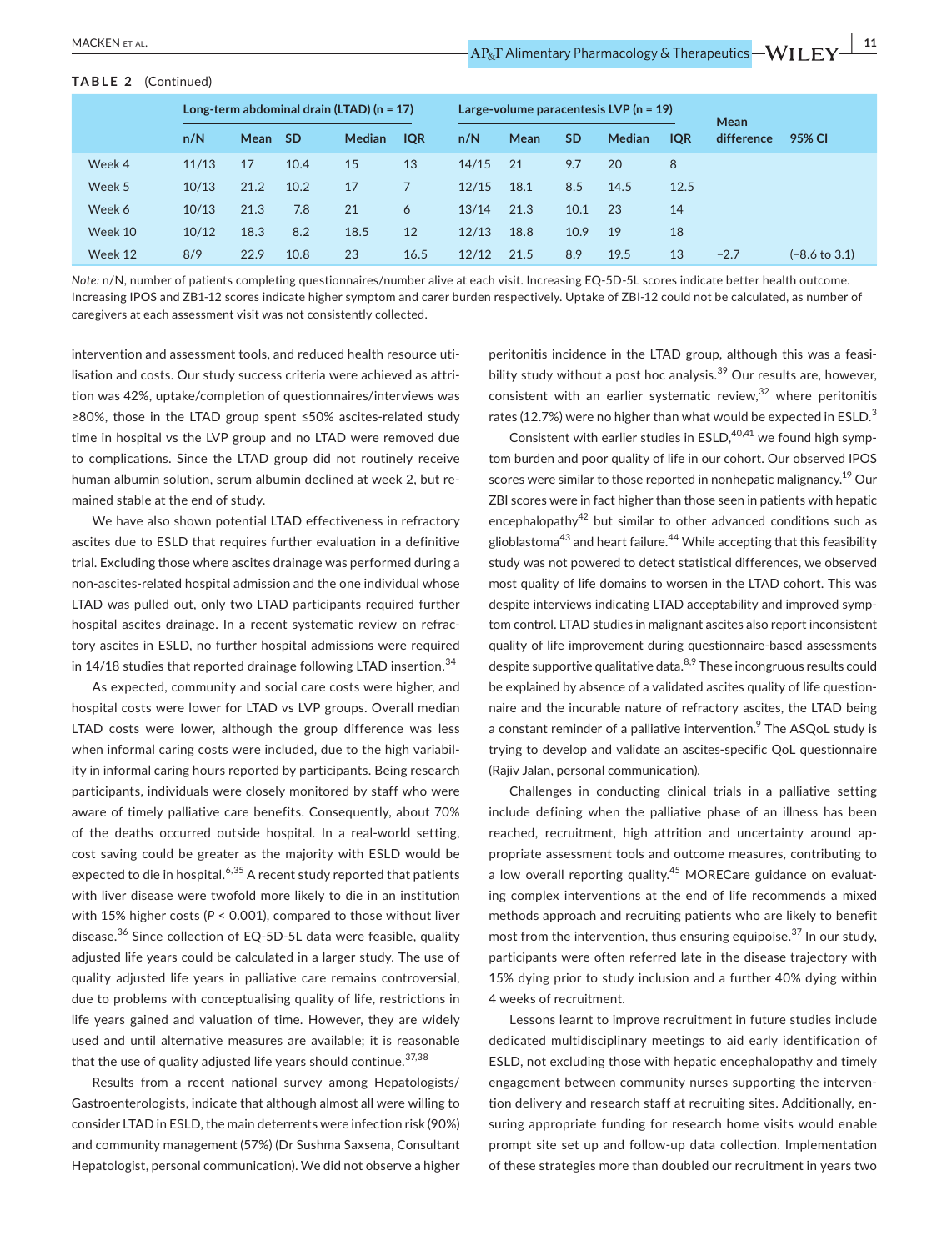**TABLE 2** (Continued)

| | Long-term abdominal drain (LTAD) (n = 17) | | | | | Large-volume paracentesis LVP (n = 19) | | | | | Mean difference | 95% CI |
|---|---|---|---|---|---|---|---|---|---|---|---|---|
| | n/N | Mean | SD | Median | IQR | n/N | Mean | SD | Median | IQR | | |
| Week 4 | 11/13 | 17 | 10.4 | 15 | 13 | 14/15 | 21 | 9.7 | 20 | 8 | | |
| Week 5 | 10/13 | 21.2 | 10.2 | 17 | 7 | 12/15 | 18.1 | 8.5 | 14.5 | 12.5 | | |
| Week 6 | 10/13 | 21.3 | 7.8 | 21 | 6 | 13/14 | 21.3 | 10.1 | 23 | 14 | | |
| Week 10 | 10/12 | 18.3 | 8.2 | 18.5 | 12 | 12/13 | 18.8 | 10.9 | 19 | 18 | | |
| Week 12 | 8/9 | 22.9 | 10.8 | 23 | 16.5 | 12/12 | 21.5 | 8.9 | 19.5 | 13 | −2.7 | (−8.6 to 3.1) |

*Note:* n/N, number of patients completing questionnaires/number alive at each visit. Increasing EQ-5D-5L scores indicate better health outcome. Increasing IPOS and ZB1-12 scores indicate higher symptom and carer burden respectively. Uptake of ZBI-12 could not be calculated, as number of caregivers at each assessment visit was not consistently collected.

intervention and assessment tools, and reduced health resource utilisation and costs. Our study success criteria were achieved as attrition was 42%, uptake/completion of questionnaires/interviews was ≥80%, those in the LTAD group spent ≤50% ascites-related study time in hospital vs the LVP group and no LTAD were removed due to complications. Since the LTAD group did not routinely receive human albumin solution, serum albumin declined at week 2, but remained stable at the end of study.

We have also shown potential LTAD effectiveness in refractory ascites due to ESLD that requires further evaluation in a definitive trial. Excluding those where ascites drainage was performed during a non-ascites-related hospital admission and the one individual whose LTAD was pulled out, only two LTAD participants required further hospital ascites drainage. In a recent systematic review on refractory ascites in ESLD, no further hospital admissions were required in 14/18 studies that reported drainage following LTAD insertion.[34]

As expected, community and social care costs were higher, and hospital costs were lower for LTAD vs LVP groups. Overall median LTAD costs were lower, although the group difference was less when informal caring costs were included, due to the high variability in informal caring hours reported by participants. Being research participants, individuals were closely monitored by staff who were aware of timely palliative care benefits. Consequently, about 70% of the deaths occurred outside hospital. In a real-world setting, cost saving could be greater as the majority with ESLD would be expected to die in hospital.[6,35] A recent study reported that patients with liver disease were twofold more likely to die in an institution with 15% higher costs ($P < 0.001$), compared to those without liver disease.[36] Since collection of EQ-5D-5L data were feasible, quality adjusted life years could be calculated in a larger study. The use of quality adjusted life years in palliative care remains controversial, due to problems with conceptualising quality of life, restrictions in life years gained and valuation of time. However, they are widely used and until alternative measures are available; it is reasonable that the use of quality adjusted life years should continue.[37,38]

Results from a recent national survey among Hepatologists/Gastroenterologists, indicate that although almost all were willing to consider LTAD in ESLD, the main deterrents were infection risk (90%) and community management (57%) (Dr Sushma Saxsena, Consultant Hepatologist, personal communication). We did not observe a higher peritonitis incidence in the LTAD group, although this was a feasibility study without a post hoc analysis.[39] Our results are, however, consistent with an earlier systematic review,[32] where peritonitis rates (12.7%) were no higher than what would be expected in ESLD.[3]

Consistent with earlier studies in ESLD,[40,41] we found high symptom burden and poor quality of life in our cohort. Our observed IPOS scores were similar to those reported in nonhepatic malignancy.[19] Our ZBI scores were in fact higher than those seen in patients with hepatic encephalopathy[42] but similar to other advanced conditions such as glioblastoma[43] and heart failure.[44] While accepting that this feasibility study was not powered to detect statistical differences, we observed most quality of life domains to worsen in the LTAD cohort. This was despite interviews indicating LTAD acceptability and improved symptom control. LTAD studies in malignant ascites also report inconsistent quality of life improvement during questionnaire-based assessments despite supportive qualitative data.[8,9] These incongruous results could be explained by absence of a validated ascites quality of life questionnaire and the incurable nature of refractory ascites, the LTAD being a constant reminder of a palliative intervention.[9] The ASQoL study is trying to develop and validate an ascites-specific QoL questionnaire (Rajiv Jalan, personal communication).

Challenges in conducting clinical trials in a palliative setting include defining when the palliative phase of an illness has been reached, recruitment, high attrition and uncertainty around appropriate assessment tools and outcome measures, contributing to a low overall reporting quality.[45] MORECare guidance on evaluating complex interventions at the end of life recommends a mixed methods approach and recruiting patients who are likely to benefit most from the intervention, thus ensuring equipoise.[37] In our study, participants were often referred late in the disease trajectory with 15% dying prior to study inclusion and a further 40% dying within 4 weeks of recruitment.

Lessons learnt to improve recruitment in future studies include dedicated multidisciplinary meetings to aid early identification of ESLD, not excluding those with hepatic encephalopathy and timely engagement between community nurses supporting the intervention delivery and research staff at recruiting sites. Additionally, ensuring appropriate funding for research home visits would enable prompt site set up and follow-up data collection. Implementation of these strategies more than doubled our recruitment in years two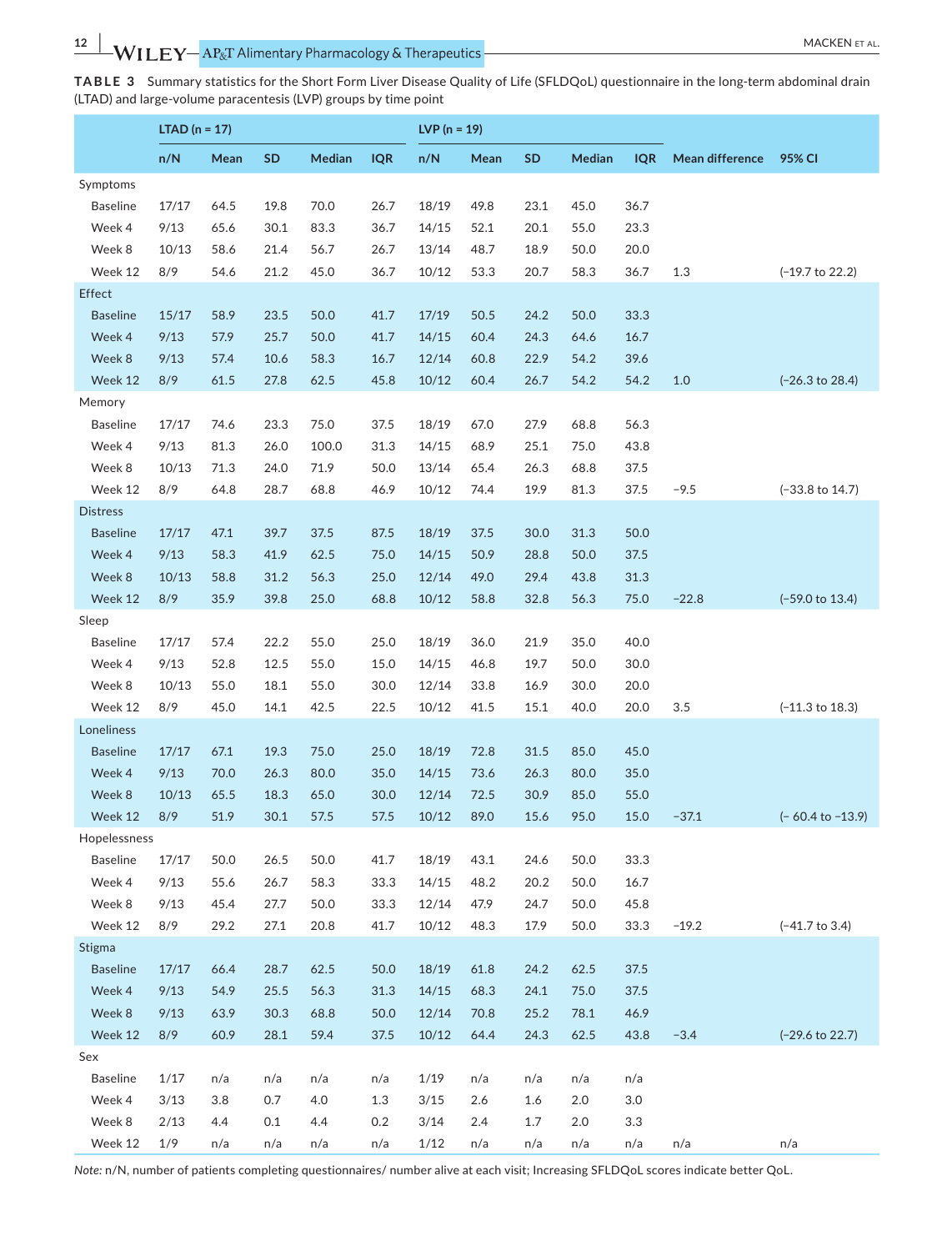**TABLE 3** Summary statistics for the Short Form Liver Disease Quality of Life (SFLDQoL) questionnaire in the long-term abdominal drain (LTAD) and large-volume paracentesis (LVP) groups by time point

| | LTAD (n = 17) | | | | | LVP (n = 19) | | | | | | |
|---|---|---|---|---|---|---|---|---|---|---|---|---|
| | n/N | Mean | SD | Median | IQR | n/N | Mean | SD | Median | IQR | Mean difference | 95% CI |
| **Symptoms** | | | | | | | | | | | | |
| Baseline | 17/17 | 64.5 | 19.8 | 70.0 | 26.7 | 18/19 | 49.8 | 23.1 | 45.0 | 36.7 | | |
| Week 4 | 9/13 | 65.6 | 30.1 | 83.3 | 36.7 | 14/15 | 52.1 | 20.1 | 55.0 | 23.3 | | |
| Week 8 | 10/13 | 58.6 | 21.4 | 56.7 | 26.7 | 13/14 | 48.7 | 18.9 | 50.0 | 20.0 | | |
| Week 12 | 8/9 | 54.6 | 21.2 | 45.0 | 36.7 | 10/12 | 53.3 | 20.7 | 58.3 | 36.7 | 1.3 | (−19.7 to 22.2) |
| **Effect** | | | | | | | | | | | | |
| Baseline | 15/17 | 58.9 | 23.5 | 50.0 | 41.7 | 17/19 | 50.5 | 24.2 | 50.0 | 33.3 | | |
| Week 4 | 9/13 | 57.9 | 25.7 | 50.0 | 41.7 | 14/15 | 60.4 | 24.3 | 64.6 | 16.7 | | |
| Week 8 | 9/13 | 57.4 | 10.6 | 58.3 | 16.7 | 12/14 | 60.8 | 22.9 | 54.2 | 39.6 | | |
| Week 12 | 8/9 | 61.5 | 27.8 | 62.5 | 45.8 | 10/12 | 60.4 | 26.7 | 54.2 | 54.2 | 1.0 | (−26.3 to 28.4) |
| **Memory** | | | | | | | | | | | | |
| Baseline | 17/17 | 74.6 | 23.3 | 75.0 | 37.5 | 18/19 | 67.0 | 27.9 | 68.8 | 56.3 | | |
| Week 4 | 9/13 | 81.3 | 26.0 | 100.0 | 31.3 | 14/15 | 68.9 | 25.1 | 75.0 | 43.8 | | |
| Week 8 | 10/13 | 71.3 | 24.0 | 71.9 | 50.0 | 13/14 | 65.4 | 26.3 | 68.8 | 37.5 | | |
| Week 12 | 8/9 | 64.8 | 28.7 | 68.8 | 46.9 | 10/12 | 74.4 | 19.9 | 81.3 | 37.5 | −9.5 | (−33.8 to 14.7) |
| **Distress** | | | | | | | | | | | | |
| Baseline | 17/17 | 47.1 | 39.7 | 37.5 | 87.5 | 18/19 | 37.5 | 30.0 | 31.3 | 50.0 | | |
| Week 4 | 9/13 | 58.3 | 41.9 | 62.5 | 75.0 | 14/15 | 50.9 | 28.8 | 50.0 | 37.5 | | |
| Week 8 | 10/13 | 58.8 | 31.2 | 56.3 | 25.0 | 12/14 | 49.0 | 29.4 | 43.8 | 31.3 | | |
| Week 12 | 8/9 | 35.9 | 39.8 | 25.0 | 68.8 | 10/12 | 58.8 | 32.8 | 56.3 | 75.0 | −22.8 | (−59.0 to 13.4) |
| **Sleep** | | | | | | | | | | | | |
| Baseline | 17/17 | 57.4 | 22.2 | 55.0 | 25.0 | 18/19 | 36.0 | 21.9 | 35.0 | 40.0 | | |
| Week 4 | 9/13 | 52.8 | 12.5 | 55.0 | 15.0 | 14/15 | 46.8 | 19.7 | 50.0 | 30.0 | | |
| Week 8 | 10/13 | 55.0 | 18.1 | 55.0 | 30.0 | 12/14 | 33.8 | 16.9 | 30.0 | 20.0 | | |
| Week 12 | 8/9 | 45.0 | 14.1 | 42.5 | 22.5 | 10/12 | 41.5 | 15.1 | 40.0 | 20.0 | 3.5 | (−11.3 to 18.3) |
| **Loneliness** | | | | | | | | | | | | |
| Baseline | 17/17 | 67.1 | 19.3 | 75.0 | 25.0 | 18/19 | 72.8 | 31.5 | 85.0 | 45.0 | | |
| Week 4 | 9/13 | 70.0 | 26.3 | 80.0 | 35.0 | 14/15 | 73.6 | 26.3 | 80.0 | 35.0 | | |
| Week 8 | 10/13 | 65.5 | 18.3 | 65.0 | 30.0 | 12/14 | 72.5 | 30.9 | 85.0 | 55.0 | | |
| Week 12 | 8/9 | 51.9 | 30.1 | 57.5 | 57.5 | 10/12 | 89.0 | 15.6 | 95.0 | 15.0 | −37.1 | (− 60.4 to −13.9) |
| **Hopelessness** | | | | | | | | | | | | |
| Baseline | 17/17 | 50.0 | 26.5 | 50.0 | 41.7 | 18/19 | 43.1 | 24.6 | 50.0 | 33.3 | | |
| Week 4 | 9/13 | 55.6 | 26.7 | 58.3 | 33.3 | 14/15 | 48.2 | 20.2 | 50.0 | 16.7 | | |
| Week 8 | 9/13 | 45.4 | 27.7 | 50.0 | 33.3 | 12/14 | 47.9 | 24.7 | 50.0 | 45.8 | | |
| Week 12 | 8/9 | 29.2 | 27.1 | 20.8 | 41.7 | 10/12 | 48.3 | 17.9 | 50.0 | 33.3 | −19.2 | (−41.7 to 3.4) |
| **Stigma** | | | | | | | | | | | | |
| Baseline | 17/17 | 66.4 | 28.7 | 62.5 | 50.0 | 18/19 | 61.8 | 24.2 | 62.5 | 37.5 | | |
| Week 4 | 9/13 | 54.9 | 25.5 | 56.3 | 31.3 | 14/15 | 68.3 | 24.1 | 75.0 | 37.5 | | |
| Week 8 | 9/13 | 63.9 | 30.3 | 68.8 | 50.0 | 12/14 | 70.8 | 25.2 | 78.1 | 46.9 | | |
| Week 12 | 8/9 | 60.9 | 28.1 | 59.4 | 37.5 | 10/12 | 64.4 | 24.3 | 62.5 | 43.8 | −3.4 | (−29.6 to 22.7) |
| **Sex** | | | | | | | | | | | | |
| Baseline | 1/17 | n/a | n/a | n/a | n/a | 1/19 | n/a | n/a | n/a | n/a | | |
| Week 4 | 3/13 | 3.8 | 0.7 | 4.0 | 1.3 | 3/15 | 2.6 | 1.6 | 2.0 | 3.0 | | |
| Week 8 | 2/13 | 4.4 | 0.1 | 4.4 | 0.2 | 3/14 | 2.4 | 1.7 | 2.0 | 3.3 | | |
| Week 12 | 1/9 | n/a | n/a | n/a | n/a | 1/12 | n/a | n/a | n/a | n/a | n/a | n/a |

*Note:* n/N, number of patients completing questionnaires/ number alive at each visit; Increasing SFLDQoL scores indicate better QoL.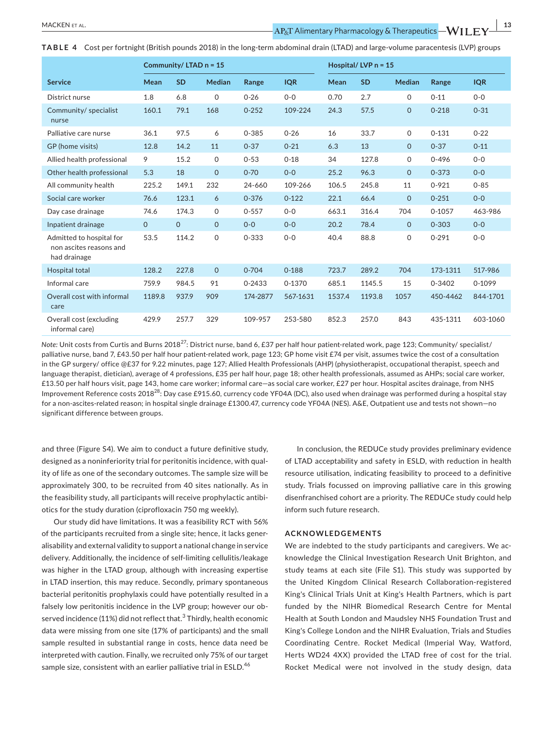**TABLE 4** Cost per fortnight (British pounds 2018) in the long-term abdominal drain (LTAD) and large-volume paracentesis (LVP) groups

| | Community/ LTAD n = 15 | | | | | Hospital/ LVP n = 15 | | | | |
|---|---|---|---|---|---|---|---|---|---|---|
| Service | Mean | SD | Median | Range | IQR | Mean | SD | Median | Range | IQR |
| District nurse | 1.8 | 6.8 | 0 | 0-26 | 0-0 | 0.70 | 2.7 | 0 | 0-11 | 0-0 |
| Community/ specialist nurse | 160.1 | 79.1 | 168 | 0-252 | 109-224 | 24.3 | 57.5 | 0 | 0-218 | 0-31 |
| Palliative care nurse | 36.1 | 97.5 | 6 | 0-385 | 0-26 | 16 | 33.7 | 0 | 0-131 | 0-22 |
| GP (home visits) | 12.8 | 14.2 | 11 | 0-37 | 0-21 | 6.3 | 13 | 0 | 0-37 | 0-11 |
| Allied health professional | 9 | 15.2 | 0 | 0-53 | 0-18 | 34 | 127.8 | 0 | 0-496 | 0-0 |
| Other health professional | 5.3 | 18 | 0 | 0-70 | 0-0 | 25.2 | 96.3 | 0 | 0-373 | 0-0 |
| All community health | 225.2 | 149.1 | 232 | 24-660 | 109-266 | 106.5 | 245.8 | 11 | 0-921 | 0-85 |
| Social care worker | 76.6 | 123.1 | 6 | 0-376 | 0-122 | 22.1 | 66.4 | 0 | 0-251 | 0-0 |
| Day case drainage | 74.6 | 174.3 | 0 | 0-557 | 0-0 | 663.1 | 316.4 | 704 | 0-1057 | 463-986 |
| Inpatient drainage | 0 | 0 | 0 | 0-0 | 0-0 | 20.2 | 78.4 | 0 | 0-303 | 0-0 |
| Admitted to hospital for non ascites reasons and had drainage | 53.5 | 114.2 | 0 | 0-333 | 0-0 | 40.4 | 88.8 | 0 | 0-291 | 0-0 |
| Hospital total | 128.2 | 227.8 | 0 | 0-704 | 0-188 | 723.7 | 289.2 | 704 | 173-1311 | 517-986 |
| Informal care | 759.9 | 984.5 | 91 | 0-2433 | 0-1370 | 685.1 | 1145.5 | 15 | 0-3402 | 0-1099 |
| Overall cost with informal care | 1189.8 | 937.9 | 909 | 174-2877 | 567-1631 | 1537.4 | 1193.8 | 1057 | 450-4462 | 844-1701 |
| Overall cost (excluding informal care) | 429.9 | 257.7 | 329 | 109-957 | 253-580 | 852.3 | 257.0 | 843 | 435-1311 | 603-1060 |

*Note:* Unit costs from Curtis and Burns 2018[27]: District nurse, band 6, £37 per half hour patient-related work, page 123; Community/ specialist/ palliative nurse, band 7, £43.50 per half hour patient-related work, page 123; GP home visit £74 per visit, assumes twice the cost of a consultation in the GP surgery/ office @£37 for 9.22 minutes, page 127; Allied Health Professionals (AHP) (physiotherapist, occupational therapist, speech and language therapist, dietician), average of 4 professions, £35 per half hour, page 18; other health professionals, assumed as AHPs; social care worker, £13.50 per half hours visit, page 143, home care worker; informal care—as social care worker, £27 per hour. Hospital ascites drainage, from NHS Improvement Reference costs 2018[28]: Day case £915.60, currency code YF04A (DC), also used when drainage was performed during a hospital stay for a non-ascites-related reason; in hospital single drainage £1300.47, currency code YF04A (NES). A&E, Outpatient use and tests not shown—no significant difference between groups.

and three (Figure S4). We aim to conduct a future definitive study, designed as a noninferiority trial for peritonitis incidence, with quality of life as one of the secondary outcomes. The sample size will be approximately 300, to be recruited from 40 sites nationally. As in the feasibility study, all participants will receive prophylactic antibiotics for the study duration (ciprofloxacin 750 mg weekly).

Our study did have limitations. It was a feasibility RCT with 56% of the participants recruited from a single site; hence, it lacks generalisability and external validity to support a national change in service delivery. Additionally, the incidence of self-limiting cellulitis/leakage was higher in the LTAD group, although with increasing expertise in LTAD insertion, this may reduce. Secondly, primary spontaneous bacterial peritonitis prophylaxis could have potentially resulted in a falsely low peritonitis incidence in the LVP group; however our observed incidence (11%) did not reflect that.[3] Thirdly, health economic data were missing from one site (17% of participants) and the small sample resulted in substantial range in costs, hence data need be interpreted with caution. Finally, we recruited only 75% of our target sample size, consistent with an earlier palliative trial in ESLD.[46]

In conclusion, the REDUCe study provides preliminary evidence of LTAD acceptability and safety in ESLD, with reduction in health resource utilisation, indicating feasibility to proceed to a definitive study. Trials focussed on improving palliative care in this growing disenfranchised cohort are a priority. The REDUCe study could help inform such future research.

## ACKNOWLEDGEMENTS

We are indebted to the study participants and caregivers. We acknowledge the Clinical Investigation Research Unit Brighton, and study teams at each site (File S1). This study was supported by the United Kingdom Clinical Research Collaboration-registered King's Clinical Trials Unit at King's Health Partners, which is part funded by the NIHR Biomedical Research Centre for Mental Health at South London and Maudsley NHS Foundation Trust and King's College London and the NIHR Evaluation, Trials and Studies Coordinating Centre. Rocket Medical (Imperial Way, Watford, Herts WD24 4XX) provided the LTAD free of cost for the trial. Rocket Medical were not involved in the study design, data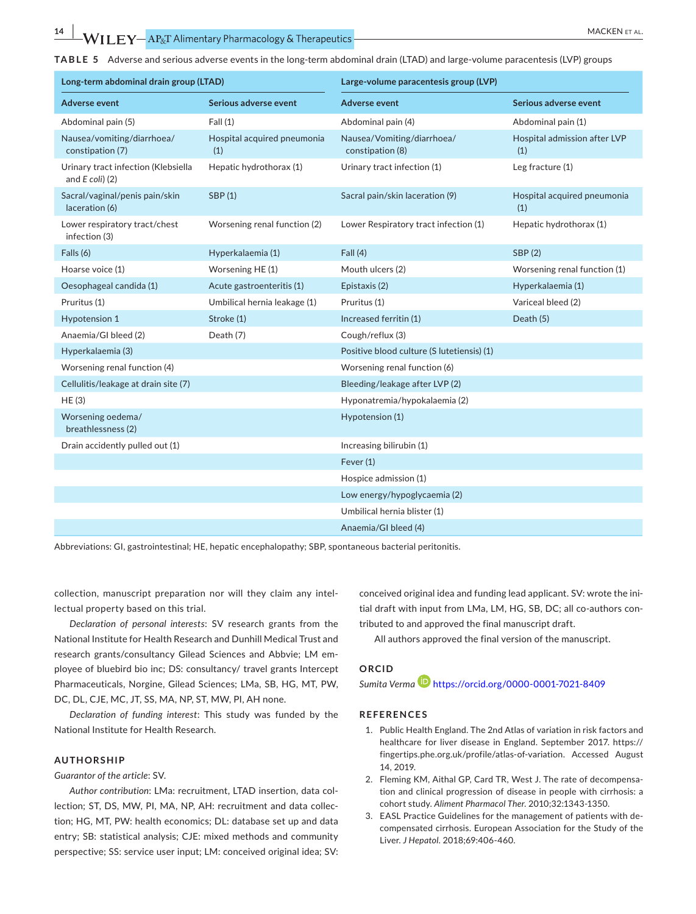**TABLE 5** Adverse and serious adverse events in the long-term abdominal drain (LTAD) and large-volume paracentesis (LVP) groups

| Long-term abdominal drain group (LTAD) | | Large-volume paracentesis group (LVP) | |
|---|---|---|---|
| **Adverse event** | **Serious adverse event** | **Adverse event** | **Serious adverse event** |
| Abdominal pain (5) | Fall (1) | Abdominal pain (4) | Abdominal pain (1) |
| Nausea/vomiting/diarrhoea/constipation (7) | Hospital acquired pneumonia (1) | Nausea/Vomiting/diarrhoea/constipation (8) | Hospital admission after LVP (1) |
| Urinary tract infection (Klebsiella and *E coli*) (2) | Hepatic hydrothorax (1) | Urinary tract infection (1) | Leg fracture (1) |
| Sacral/vaginal/penis pain/skin laceration (6) | SBP (1) | Sacral pain/skin laceration (9) | Hospital acquired pneumonia (1) |
| Lower respiratory tract/chest infection (3) | Worsening renal function (2) | Lower Respiratory tract infection (1) | Hepatic hydrothorax (1) |
| Falls (6) | Hyperkalaemia (1) | Fall (4) | SBP (2) |
| Hoarse voice (1) | Worsening HE (1) | Mouth ulcers (2) | Worsening renal function (1) |
| Oesophageal candida (1) | Acute gastroenteritis (1) | Epistaxis (2) | Hyperkalaemia (1) |
| Pruritus (1) | Umbilical hernia leakage (1) | Pruritus (1) | Variceal bleed (2) |
| Hypotension 1 | Stroke (1) | Increased ferritin (1) | Death (5) |
| Anaemia/GI bleed (2) | Death (7) | Cough/reflux (3) | |
| Hyperkalaemia (3) | | Positive blood culture (S lutetiensis) (1) | |
| Worsening renal function (4) | | Worsening renal function (6) | |
| Cellulitis/leakage at drain site (7) | | Bleeding/leakage after LVP (2) | |
| HE (3) | | Hyponatremia/hypokalaemia (2) | |
| Worsening oedema/breathlessness (2) | | Hypotension (1) | |
| Drain accidently pulled out (1) | | Increasing bilirubin (1) | |
| | | Fever (1) | |
| | | Hospice admission (1) | |
| | | Low energy/hypoglycaemia (2) | |
| | | Umbilical hernia blister (1) | |
| | | Anaemia/GI bleed (4) | |

Abbreviations: GI, gastrointestinal; HE, hepatic encephalopathy; SBP, spontaneous bacterial peritonitis.

collection, manuscript preparation nor will they claim any intellectual property based on this trial.

*Declaration of personal interests*: SV research grants from the National Institute for Health Research and Dunhill Medical Trust and research grants/consultancy Gilead Sciences and Abbvie; LM employee of bluebird bio inc; DS: consultancy/ travel grants Intercept Pharmaceuticals, Norgine, Gilead Sciences; LMa, SB, HG, MT, PW, DC, DL, CJE, MC, JT, SS, MA, NP, ST, MW, PI, AH none.

*Declaration of funding interest*: This study was funded by the National Institute for Health Research.

## AUTHORSHIP

*Guarantor of the article*: SV.

*Author contribution*: LMa: recruitment, LTAD insertion, data collection; ST, DS, MW, PI, MA, NP, AH: recruitment and data collection; HG, MT, PW: health economics; DL: database set up and data entry; SB: statistical analysis; CJE: mixed methods and community perspective; SS: service user input; LM: conceived original idea; SV: conceived original idea and funding lead applicant. SV: wrote the initial draft with input from LMa, LM, HG, SB, DC; all co-authors contributed to and approved the final manuscript draft.

All authors approved the final version of the manuscript.

## ORCID

*Sumita Verma* https://orcid.org/0000-0001-7021-8409

## REFERENCES

1. Public Health England. The 2nd Atlas of variation in risk factors and healthcare for liver disease in England. September 2017. https://fingertips.phe.org.uk/profile/atlas-of-variation. Accessed August 14, 2019.
2. Fleming KM, Aithal GP, Card TR, West J. The rate of decompensation and clinical progression of disease in people with cirrhosis: a cohort study. *Aliment Pharmacol Ther.* 2010;32:1343-1350.
3. EASL Practice Guidelines for the management of patients with decompensated cirrhosis. European Association for the Study of the Liver. *J Hepatol.* 2018;69:406-460.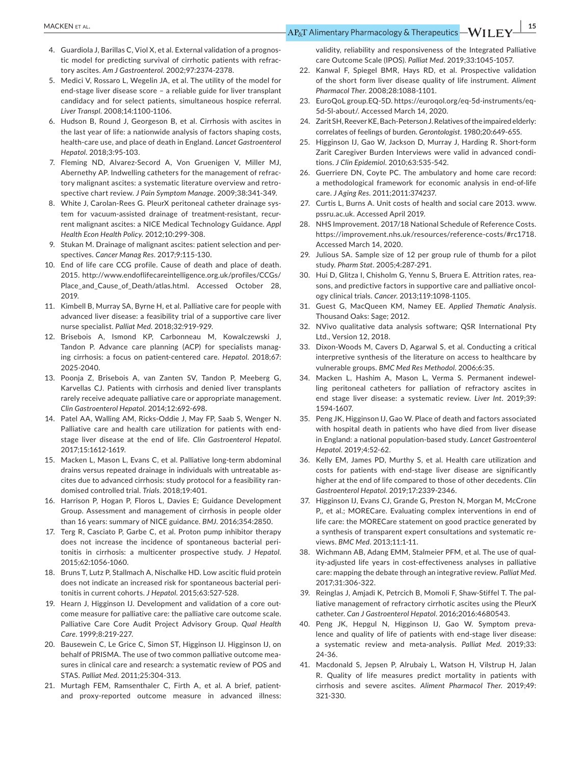4. Guardiola J, Barillas C, Viol X, et al. External validation of a prognostic model for predicting survival of cirrhotic patients with refractory ascites. *Am J Gastroenterol*. 2002;97:2374-2378.
5. Medici V, Rossaro L, Wegelin JA, et al. The utility of the model for end-stage liver disease score – a reliable guide for liver transplant candidacy and for select patients, simultaneous hospice referral. *Liver Transpl*. 2008;14:1100-1106.
6. Hudson B, Round J, Georgeson B, et al. Cirrhosis with ascites in the last year of life: a nationwide analysis of factors shaping costs, health-care use, and place of death in England. *Lancet Gastroenterol Hepatol*. 2018;3:95-103.
7. Fleming ND, Alvarez-Secord A, Von Gruenigen V, Miller MJ, Abernethy AP. Indwelling catheters for the management of refractory malignant ascites: a systematic literature overview and retrospective chart review. *J Pain Symptom Manage*. 2009;38:341-349.
8. White J, Carolan-Rees G. PleurX peritoneal catheter drainage system for vacuum-assisted drainage of treatment-resistant, recurrent malignant ascites: a NICE Medical Technology Guidance. *Appl Health Econ Health Policy*. 2012;10:299-308.
9. Stukan M. Drainage of malignant ascites: patient selection and perspectives. *Cancer Manag Res*. 2017;9:115-130.
10. End of life care CCG profile. Cause of death and place of death. 2015. http://www.endoflifecareintelligence.org.uk/profiles/CCGs/Place_and_Cause_of_Death/atlas.html. Accessed October 28, 2019.
11. Kimbell B, Murray SA, Byrne H, et al. Palliative care for people with advanced liver disease: a feasibility trial of a supportive care liver nurse specialist. *Palliat Med*. 2018;32:919-929.
12. Brisebois A, Ismond KP, Carbonneau M, Kowalczewski J, Tandon P. Advance care planning (ACP) for specialists managing cirrhosis: a focus on patient-centered care. *Hepatol*. 2018;67:2025-2040.
13. Poonja Z, Brisebois A, van Zanten SV, Tandon P, Meeberg G, Karvellas CJ. Patients with cirrhosis and denied liver transplants rarely receive adequate palliative care or appropriate management. *Clin Gastroenterol Hepatol*. 2014;12:692-698.
14. Patel AA, Walling AM, Ricks-Oddie J, May FP, Saab S, Wenger N. Palliative care and health care utilization for patients with end-stage liver disease at the end of life. *Clin Gastroenterol Hepatol*. 2017;15:1612-1619.
15. Macken L, Mason L, Evans C, et al. Palliative long-term abdominal drains versus repeated drainage in individuals with untreatable ascites due to advanced cirrhosis: study protocol for a feasibility randomised controlled trial. *Trials*. 2018;19:401.
16. Harrison P, Hogan P, Floros L, Davies E; Guidance Development Group. Assessment and management of cirrhosis in people older than 16 years: summary of NICE guidance. *BMJ*. 2016;354:2850.
17. Terg R, Casciato P, Garbe C, et al. Proton pump inhibitor therapy does not increase the incidence of spontaneous bacterial peritonitis in cirrhosis: a multicenter prospective study. *J Hepatol*. 2015;62:1056-1060.
18. Bruns T, Lutz P, Stallmach A, Nischalke HD. Low ascitic fluid protein does not indicate an increased risk for spontaneous bacterial peritonitis in current cohorts. *J Hepatol*. 2015;63:527-528.
19. Hearn J, Higginson IJ. Development and validation of a core outcome measure for palliative care: the palliative care outcome scale. Palliative Care Core Audit Project Advisory Group. *Qual Health Care*. 1999;8:219-227.
20. Bausewein C, Le Grice C, Simon ST, Higginson IJ. Higginson IJ, on behalf of PRISMA. The use of two common palliative outcome measures in clinical care and research: a systematic review of POS and STAS. *Palliat Med*. 2011;25:304-313.
21. Murtagh FEM, Ramsenthaler C, Firth A, et al. A brief, patient- and proxy-reported outcome measure in advanced illness: validity, reliability and responsiveness of the Integrated Palliative care Outcome Scale (IPOS). *Palliat Med*. 2019;33:1045-1057.
22. Kanwal F, Spiegel BMR, Hays RD, et al. Prospective validation of the short form liver disease quality of life instrument. *Aliment Pharmacol Ther*. 2008;28:1088-1101.
23. EuroQoL group.EQ-5D. https://euroqol.org/eq-5d-instruments/eq-5d-5l-about/. Accessed March 14, 2020.
24. Zarit SH, Reever KE, Bach-Peterson J. Relatives of the impaired elderly: correlates of feelings of burden. *Gerontologist*. 1980;20:649-655.
25. Higginson IJ, Gao W, Jackson D, Murray J, Harding R. Short-form Zarit Caregiver Burden Interviews were valid in advanced conditions. *J Clin Epidemiol*. 2010;63:535-542.
26. Guerriere DN, Coyte PC. The ambulatory and home care record: a methodological framework for economic analysis in end-of-life care. *J Aging Res*. 2011;2011:374237.
27. Curtis L, Burns A. Unit costs of health and social care 2013. www.pssru.ac.uk. Accessed April 2019.
28. NHS Improvement. 2017/18 National Schedule of Reference Costs. https://improvement.nhs.uk/resources/reference-costs/#rc1718. Accessed March 14, 2020.
29. Julious SA. Sample size of 12 per group rule of thumb for a pilot study. *Pharm Stat*. 2005;4:287-291.
30. Hui D, Glitza I, Chisholm G, Yennu S, Bruera E. Attrition rates, reasons, and predictive factors in supportive care and palliative oncology clinical trials. *Cancer*. 2013;119:1098-1105.
31. Guest G, MacQueen KM, Namey EE. *Applied Thematic Analysis*. Thousand Oaks: Sage; 2012.
32. NVivo qualitative data analysis software; QSR International Pty Ltd., Version 12, 2018.
33. Dixon-Woods M, Cavers D, Agarwal S, et al. Conducting a critical interpretive synthesis of the literature on access to healthcare by vulnerable groups. *BMC Med Res Methodol*. 2006;6:35.
34. Macken L, Hashim A, Mason L, Verma S. Permanent indewelling peritoneal catheters for palliation of refractory ascites in end stage liver disease: a systematic review. *Liver Int*. 2019;39:1594-1607.
35. Peng JK, Higginson IJ, Gao W. Place of death and factors associated with hospital death in patients who have died from liver disease in England: a national population-based study. *Lancet Gastroenterol Hepatol*. 2019;4:52-62.
36. Kelly EM, James PD, Murthy S, et al. Health care utilization and costs for patients with end-stage liver disease are significantly higher at the end of life compared to those of other decedents. *Clin Gastroenterol Hepatol*. 2019;17:2339-2346.
37. Higginson IJ, Evans CJ, Grande G, Preston N, Morgan M, McCrone P,, et al.; MORECare. Evaluating complex interventions in end of life care: the MORECare statement on good practice generated by a synthesis of transparent expert consultations and systematic reviews. *BMC Med*. 2013;11:1-11.
38. Wichmann AB, Adang EMM, Stalmeier PFM, et al. The use of quality-adjusted life years in cost-effectiveness analyses in palliative care: mapping the debate through an integrative review. *Palliat Med*. 2017;31:306-322.
39. Reinglas J, Amjadi K, Petrcich B, Momoli F, Shaw-Stiffel T. The palliative management of refractory cirrhotic ascites using the PleurX catheter. *Can J Gastroenterol Hepatol*. 2016;2016:4680543.
40. Peng JK, Hepgul N, Higginson IJ, Gao W. Symptom prevalence and quality of life of patients with end-stage liver disease: a systematic review and meta-analysis. *Palliat Med*. 2019;33:24-36.
41. Macdonald S, Jepsen P, Alrubaiy L, Watson H, Vilstrup H, Jalan R. Quality of life measures predict mortality in patients with cirrhosis and severe ascites. *Aliment Pharmacol Ther*. 2019;49:321-330.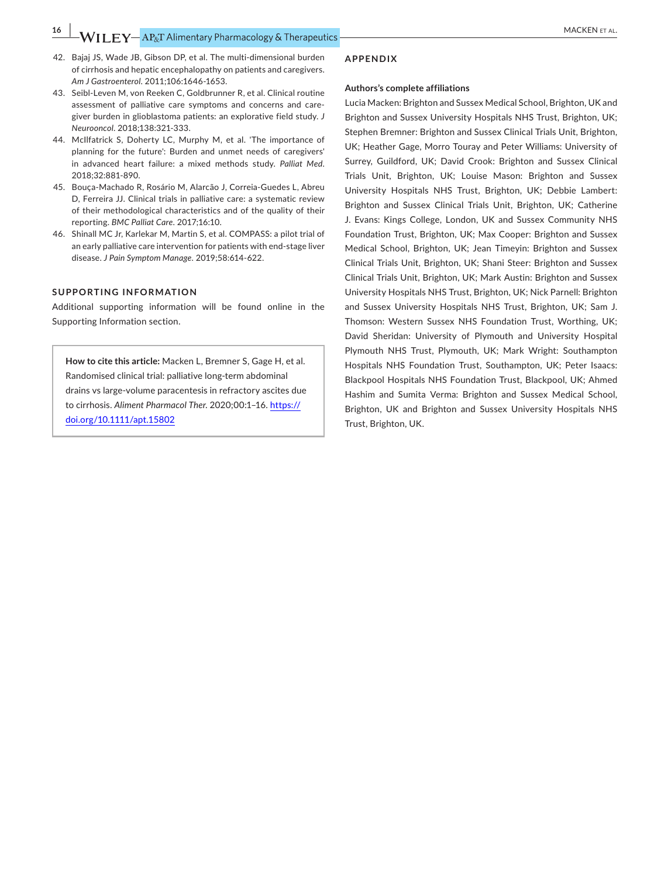42. Bajaj JS, Wade JB, Gibson DP, et al. The multi-dimensional burden of cirrhosis and hepatic encephalopathy on patients and caregivers. *Am J Gastroenterol*. 2011;106:1646-1653.
43. Seibl-Leven M, von Reeken C, Goldbrunner R, et al. Clinical routine assessment of palliative care symptoms and concerns and caregiver burden in glioblastoma patients: an explorative field study. *J Neurooncol*. 2018;138:321-333.
44. McIlfatrick S, Doherty LC, Murphy M, et al. 'The importance of planning for the future': Burden and unmet needs of caregivers' in advanced heart failure: a mixed methods study. *Palliat Med*. 2018;32:881-890.
45. Bouça-Machado R, Rosário M, Alarcão J, Correia-Guedes L, Abreu D, Ferreira JJ. Clinical trials in palliative care: a systematic review of their methodological characteristics and of the quality of their reporting. *BMC Palliat Care*. 2017;16:10.
46. Shinall MC Jr, Karlekar M, Martin S, et al. COMPASS: a pilot trial of an early palliative care intervention for patients with end-stage liver disease. *J Pain Symptom Manage*. 2019;58:614-622.

## SUPPORTING INFORMATION

Additional supporting information will be found online in the Supporting Information section.

**How to cite this article:** Macken L, Bremner S, Gage H, et al. Randomised clinical trial: palliative long-term abdominal drains vs large-volume paracentesis in refractory ascites due to cirrhosis. *Aliment Pharmacol Ther*. 2020;00:1–16. https://doi.org/10.1111/apt.15802

## APPENDIX

### Authors's complete affiliations

Lucia Macken: Brighton and Sussex Medical School, Brighton, UK and Brighton and Sussex University Hospitals NHS Trust, Brighton, UK; Stephen Bremner: Brighton and Sussex Clinical Trials Unit, Brighton, UK; Heather Gage, Morro Touray and Peter Williams: University of Surrey, Guildford, UK; David Crook: Brighton and Sussex Clinical Trials Unit, Brighton, UK; Louise Mason: Brighton and Sussex University Hospitals NHS Trust, Brighton, UK; Debbie Lambert: Brighton and Sussex Clinical Trials Unit, Brighton, UK; Catherine J. Evans: Kings College, London, UK and Sussex Community NHS Foundation Trust, Brighton, UK; Max Cooper: Brighton and Sussex Medical School, Brighton, UK; Jean Timeyin: Brighton and Sussex Clinical Trials Unit, Brighton, UK; Shani Steer: Brighton and Sussex Clinical Trials Unit, Brighton, UK; Mark Austin: Brighton and Sussex University Hospitals NHS Trust, Brighton, UK; Nick Parnell: Brighton and Sussex University Hospitals NHS Trust, Brighton, UK; Sam J. Thomson: Western Sussex NHS Foundation Trust, Worthing, UK; David Sheridan: University of Plymouth and University Hospital Plymouth NHS Trust, Plymouth, UK; Mark Wright: Southampton Hospitals NHS Foundation Trust, Southampton, UK; Peter Isaacs: Blackpool Hospitals NHS Foundation Trust, Blackpool, UK; Ahmed Hashim and Sumita Verma: Brighton and Sussex Medical School, Brighton, UK and Brighton and Sussex University Hospitals NHS Trust, Brighton, UK.